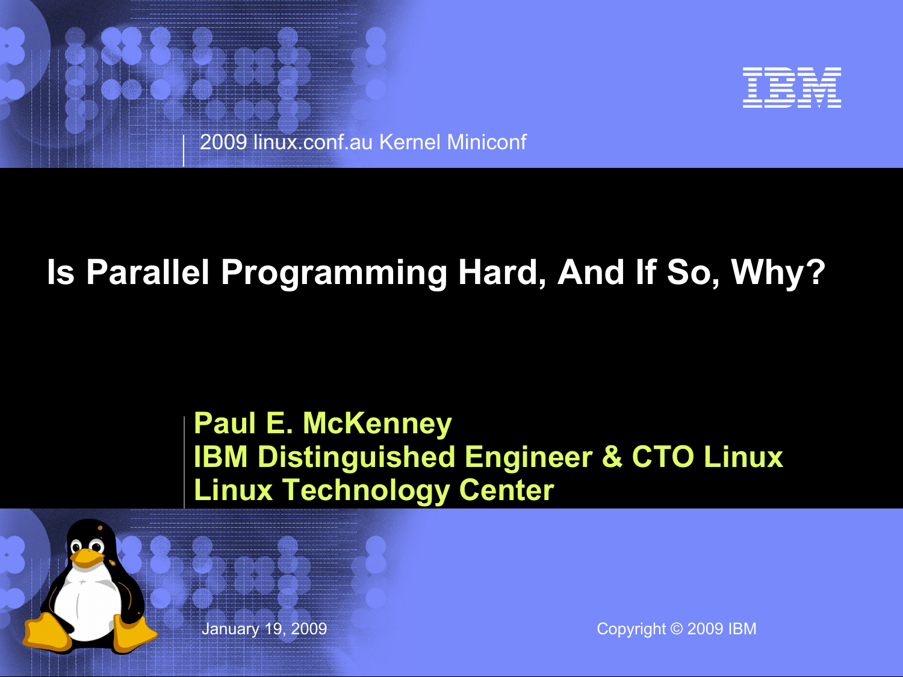2009 linux.conf.au Kernel Miniconf

# Is Parallel Programming Hard, And If So, Why?

**Paul E. McKenney**
**IBM Distinguished Engineer & CTO Linux**
**Linux Technology Center**

January 19, 2009

Copyright © 2009 IBM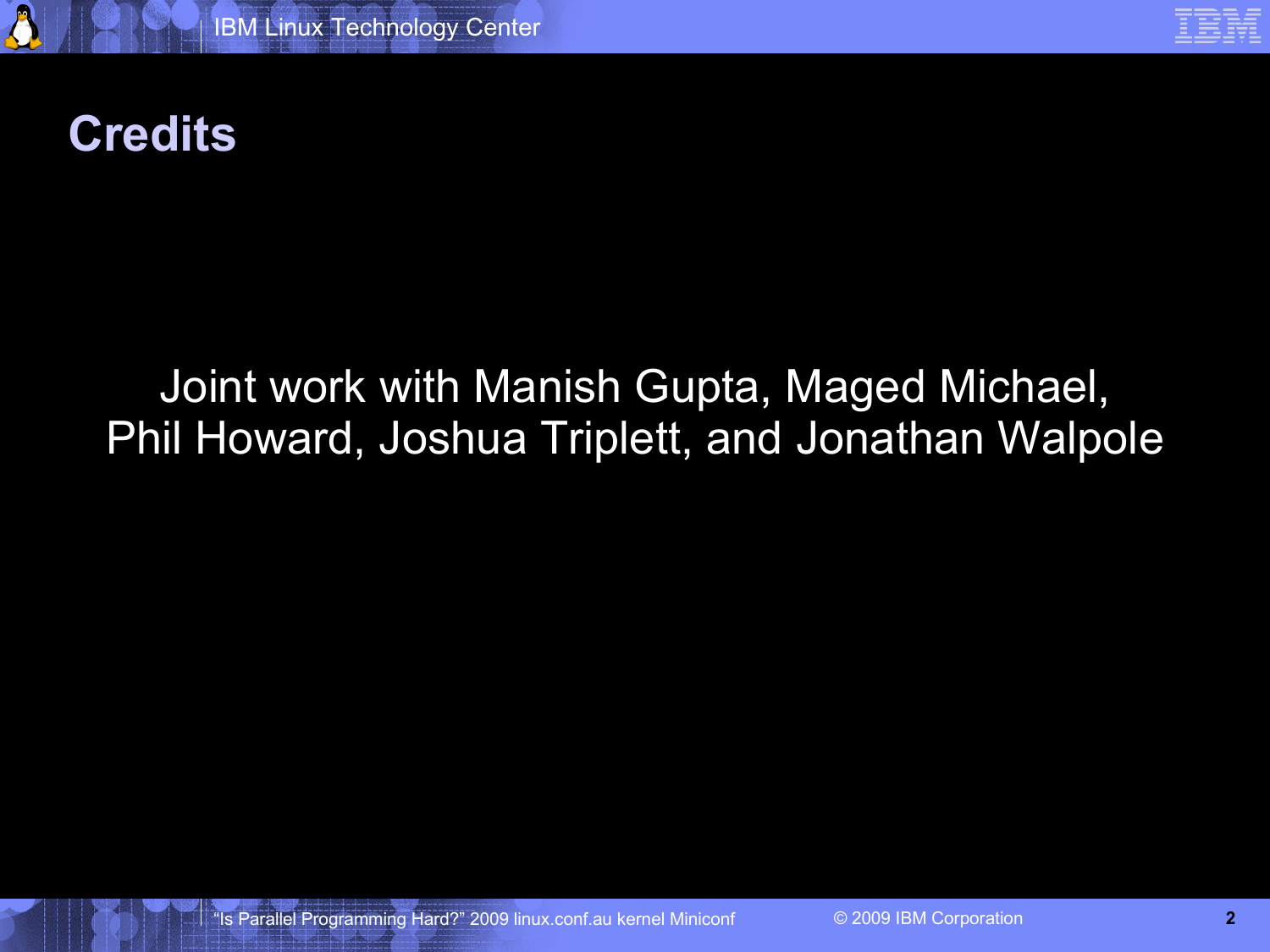# Credits

Joint work with Manish Gupta, Maged Michael, Phil Howard, Joshua Triplett, and Jonathan Walpole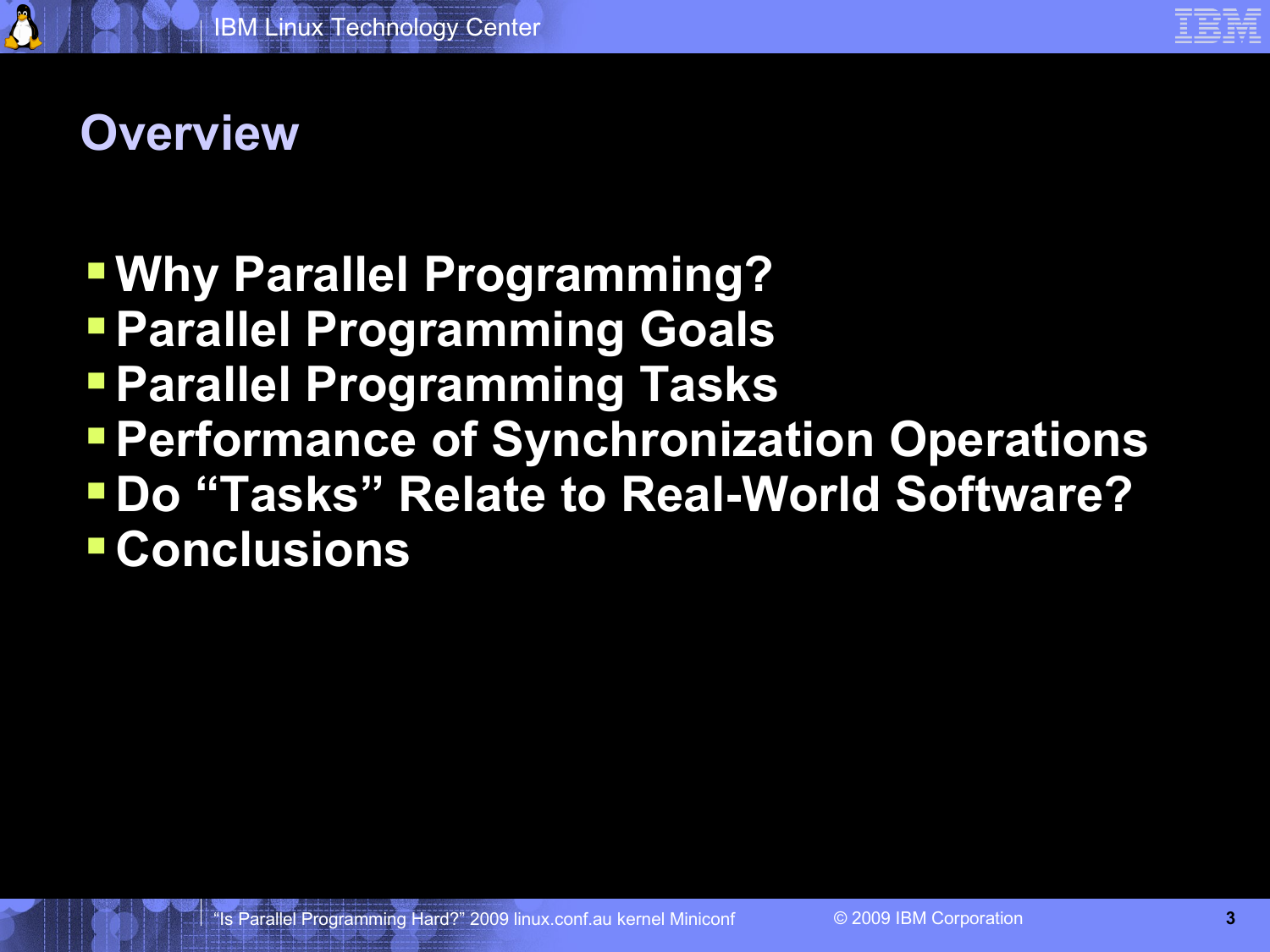# Overview

- Why Parallel Programming?
- Parallel Programming Goals
- Parallel Programming Tasks
- Performance of Synchronization Operations
- Do “Tasks” Relate to Real-World Software?
- Conclusions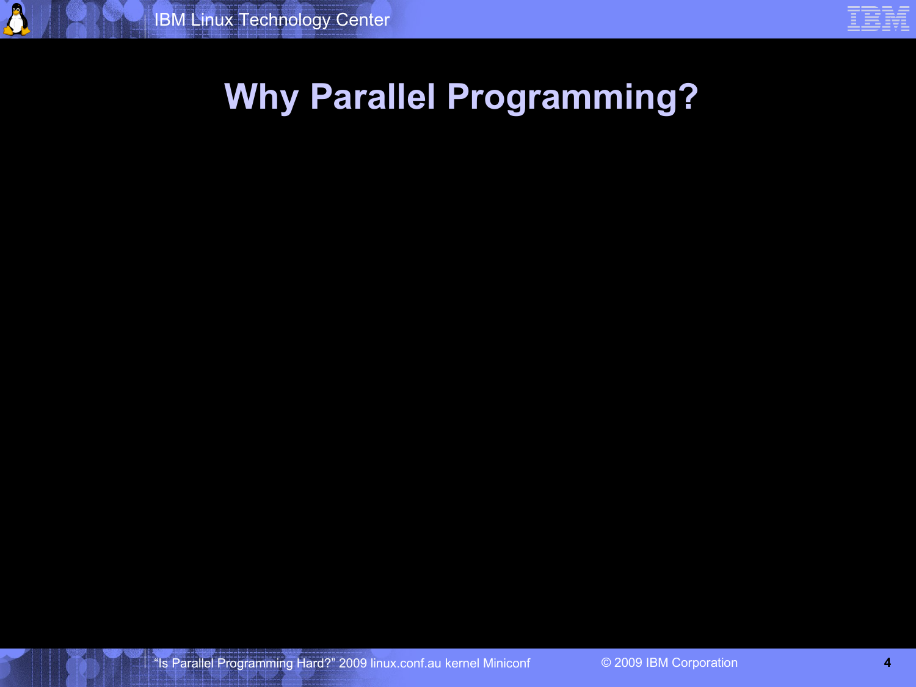# Why Parallel Programming?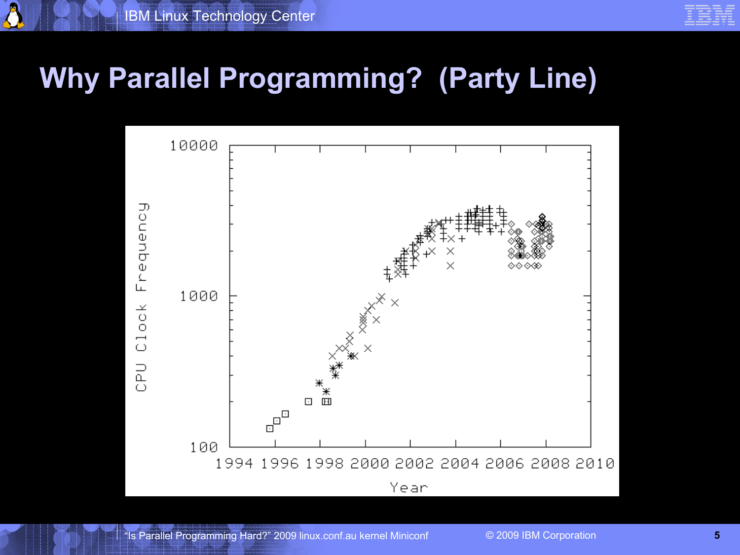# Why Parallel Programming? (Party Line)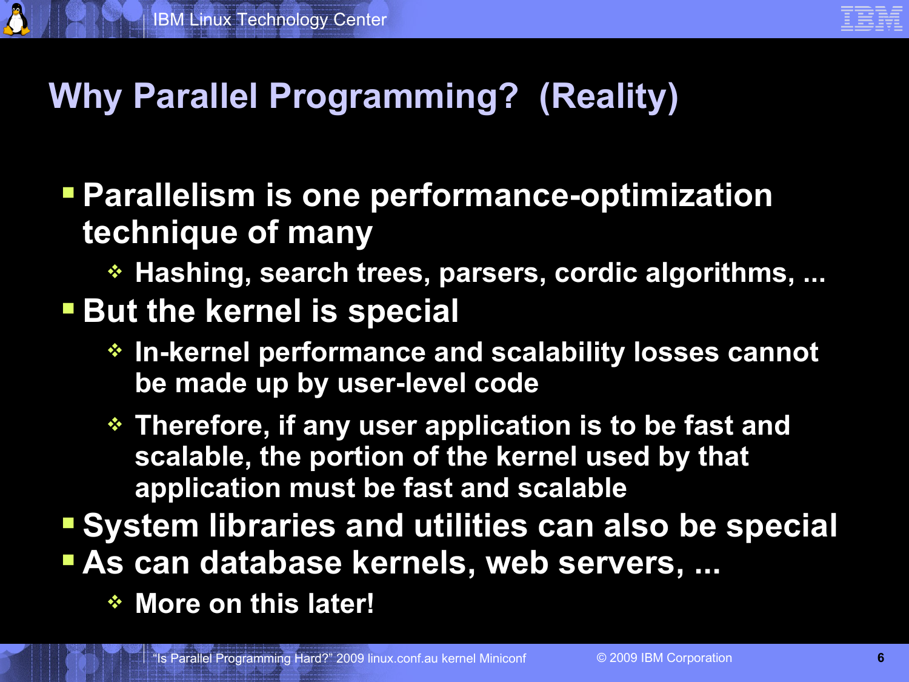# Why Parallel Programming? (Reality)

- Parallelism is one performance-optimization technique of many
  - Hashing, search trees, parsers, cordic algorithms, ...
- But the kernel is special
  - In-kernel performance and scalability losses cannot be made up by user-level code
  - Therefore, if any user application is to be fast and scalable, the portion of the kernel used by that application must be fast and scalable
- System libraries and utilities can also be special
- As can database kernels, web servers, ...
  - More on this later!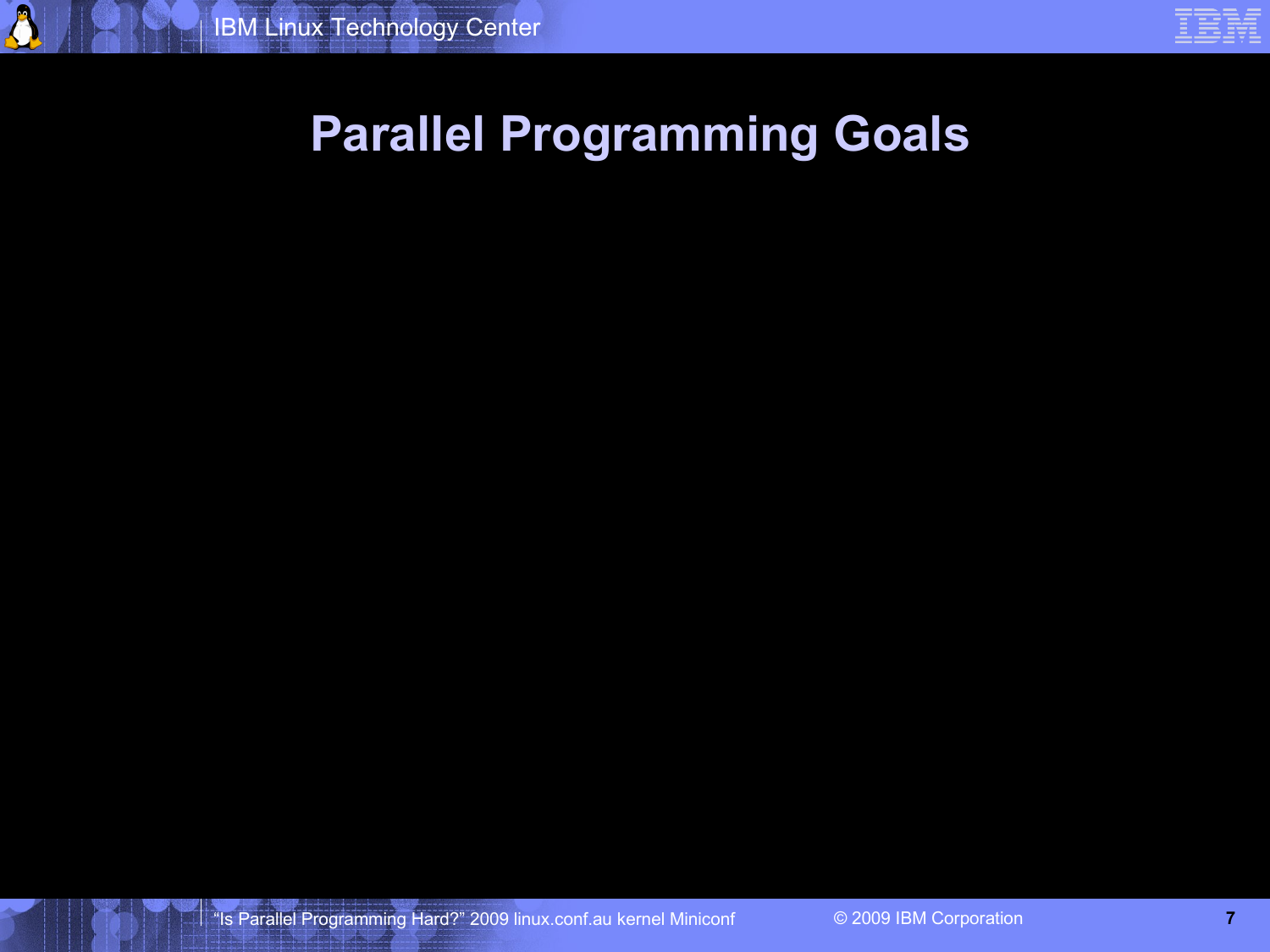# Parallel Programming Goals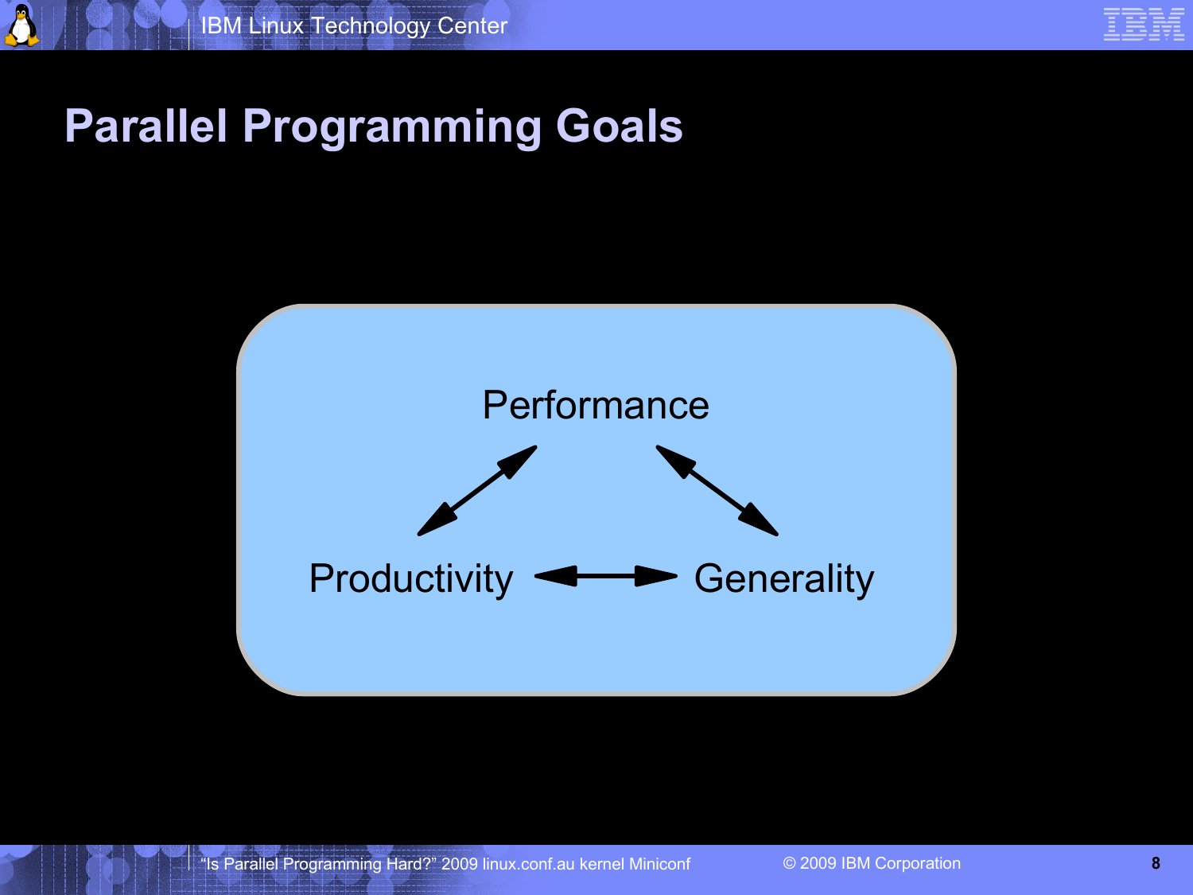# Parallel Programming Goals

Performance

Productivity

Generality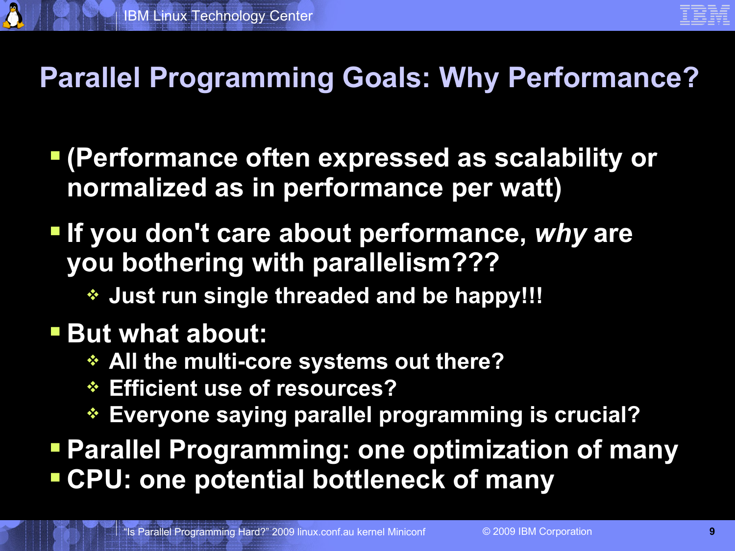# Parallel Programming Goals: Why Performance?

- (Performance often expressed as scalability or normalized as in performance per watt)
- If you don't care about performance, *why* are you bothering with parallelism???
  - Just run single threaded and be happy!!!
- But what about:
  - All the multi-core systems out there?
  - Efficient use of resources?
  - Everyone saying parallel programming is crucial?
- Parallel Programming: one optimization of many
- CPU: one potential bottleneck of many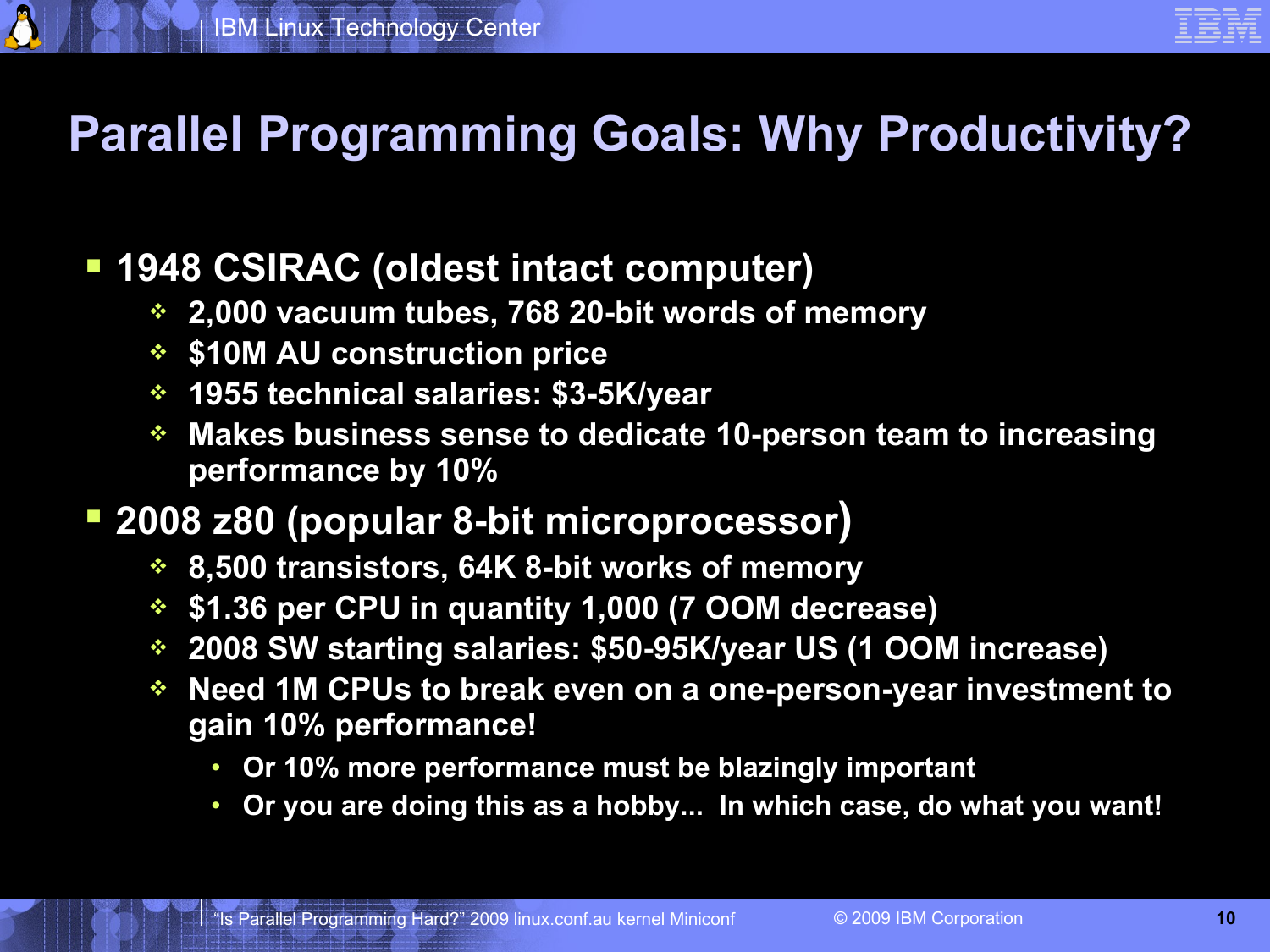# Parallel Programming Goals: Why Productivity?

- 1948 CSIRAC (oldest intact computer)
  - 2,000 vacuum tubes, 768 20-bit words of memory
  - $10M AU construction price
  - 1955 technical salaries: $3-5K/year
  - Makes business sense to dedicate 10-person team to increasing performance by 10%
- 2008 z80 (popular 8-bit microprocessor)
  - 8,500 transistors, 64K 8-bit works of memory
  - $1.36 per CPU in quantity 1,000 (7 OOM decrease)
  - 2008 SW starting salaries: $50-95K/year US (1 OOM increase)
  - Need 1M CPUs to break even on a one-person-year investment to gain 10% performance!
    - Or 10% more performance must be blazingly important
    - Or you are doing this as a hobby... In which case, do what you want!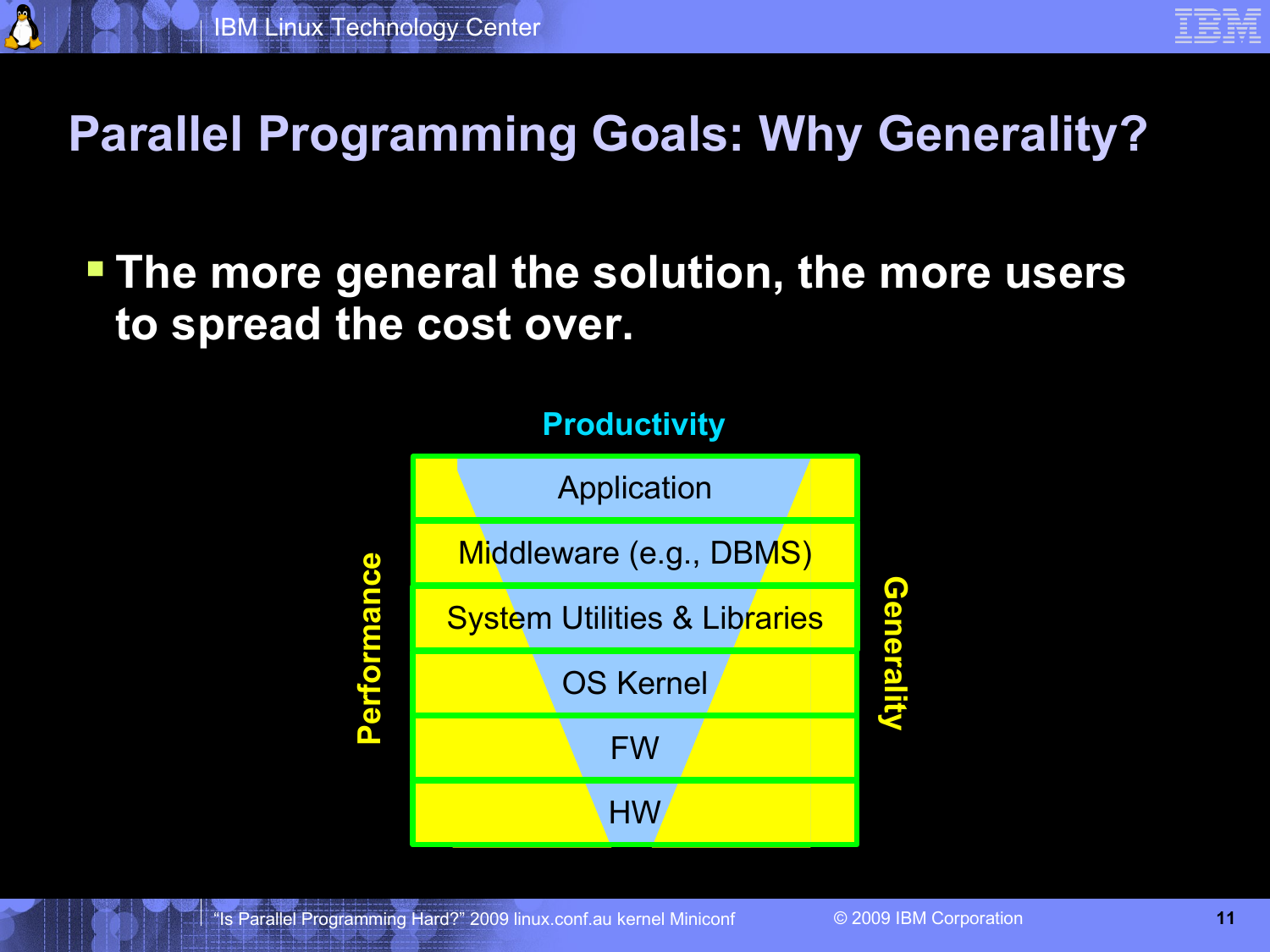# Parallel Programming Goals: Why Generality?

- The more general the solution, the more users to spread the cost over.

Productivity

| Application |
| --- |
| Middleware (e.g., DBMS) |
| System Utilities & Libraries |
| OS Kernel |
| FW |
| HW |

Performance

Generality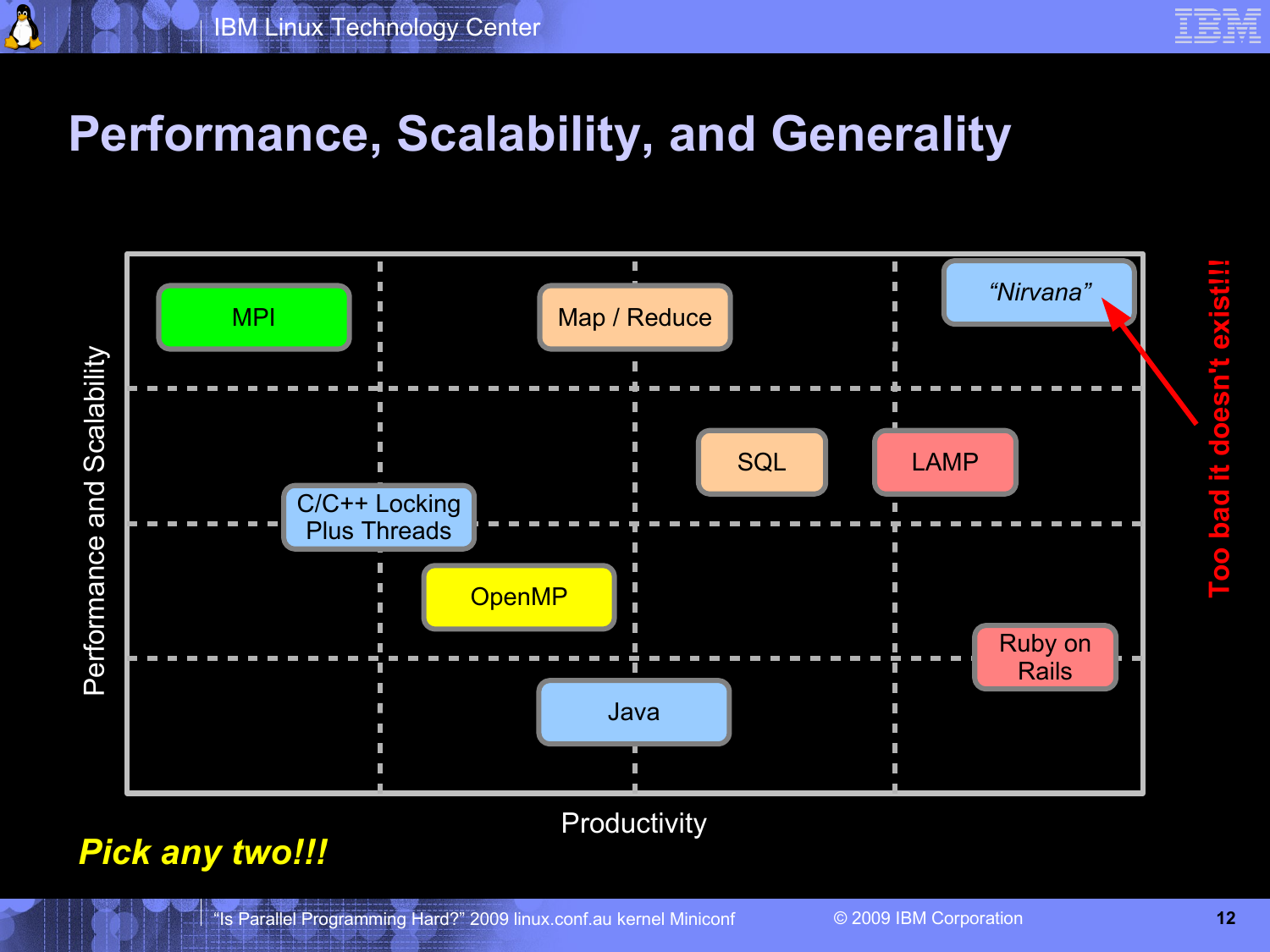# Performance, Scalability, and Generality

Performance and Scalability

| | | | |
|---|---|---|---|
| MPI | | Map / Reduce | "Nirvana" |
| | | SQL | LAMP |
| | C/C++ Locking Plus Threads | OpenMP | |
| | | Java | Ruby on Rails |

Productivity

Too bad it doesn't exist!!!

***Pick any two!!!***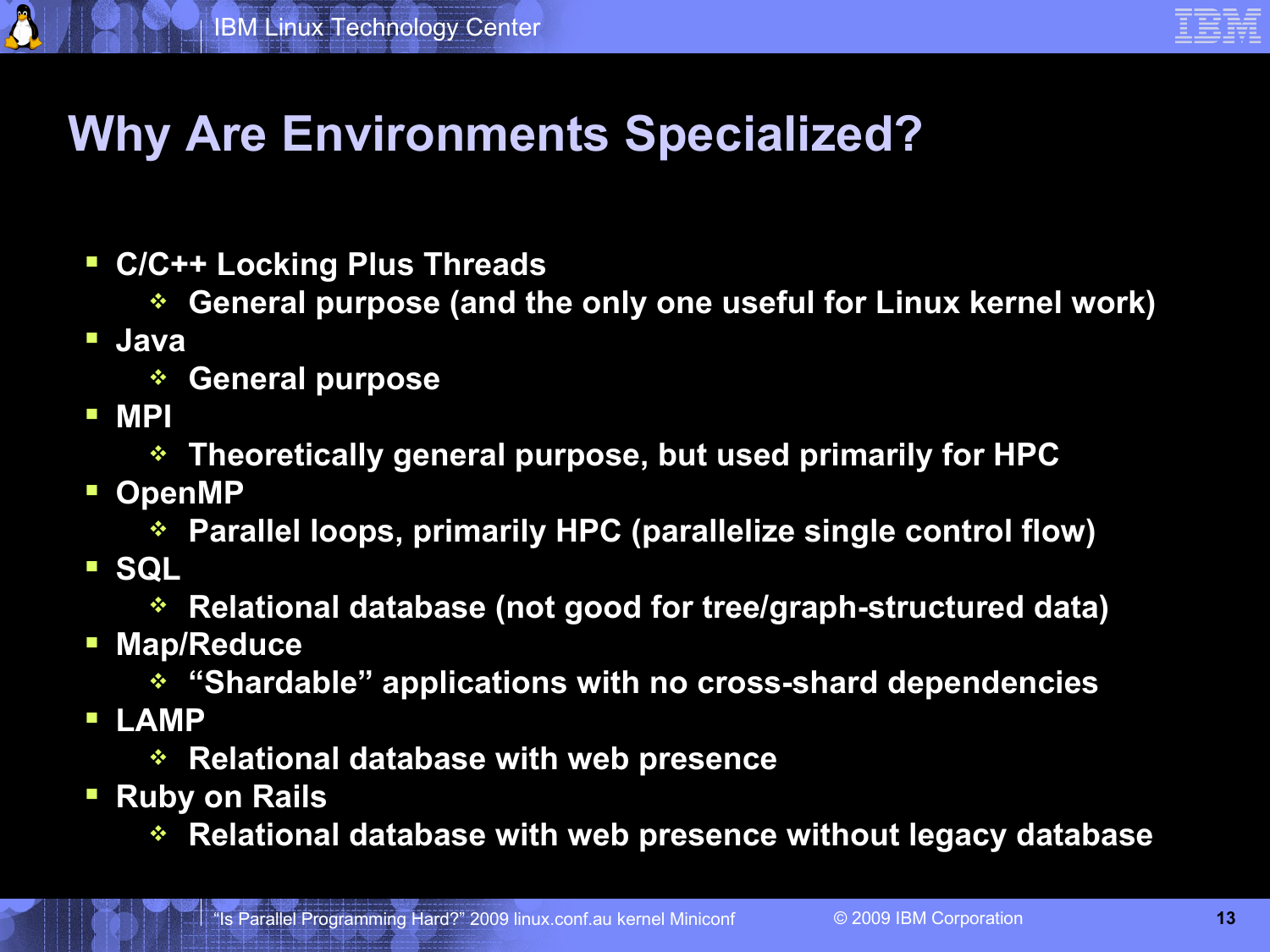# Why Are Environments Specialized?

- C/C++ Locking Plus Threads
  - General purpose (and the only one useful for Linux kernel work)
- Java
  - General purpose
- MPI
  - Theoretically general purpose, but used primarily for HPC
- OpenMP
  - Parallel loops, primarily HPC (parallelize single control flow)
- SQL
  - Relational database (not good for tree/graph-structured data)
- Map/Reduce
  - “Shardable” applications with no cross-shard dependencies
- LAMP
  - Relational database with web presence
- Ruby on Rails
  - Relational database with web presence without legacy database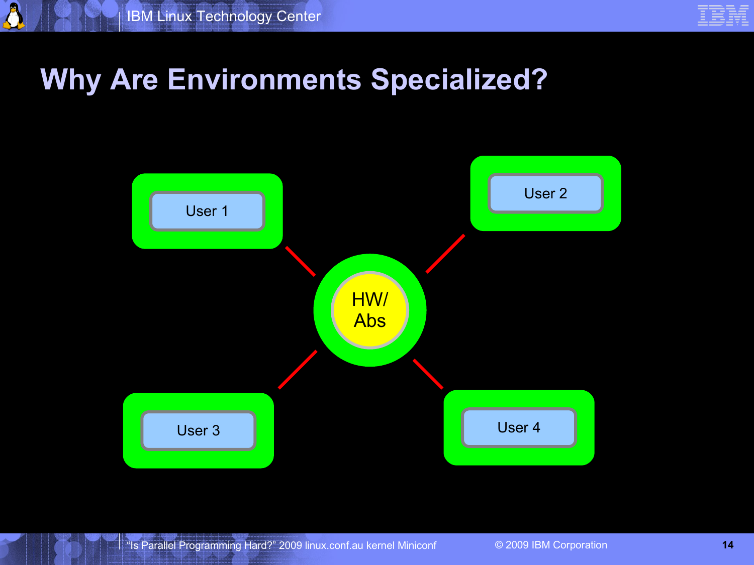# Why Are Environments Specialized?

User 1

User 2

HW/ Abs

User 3

User 4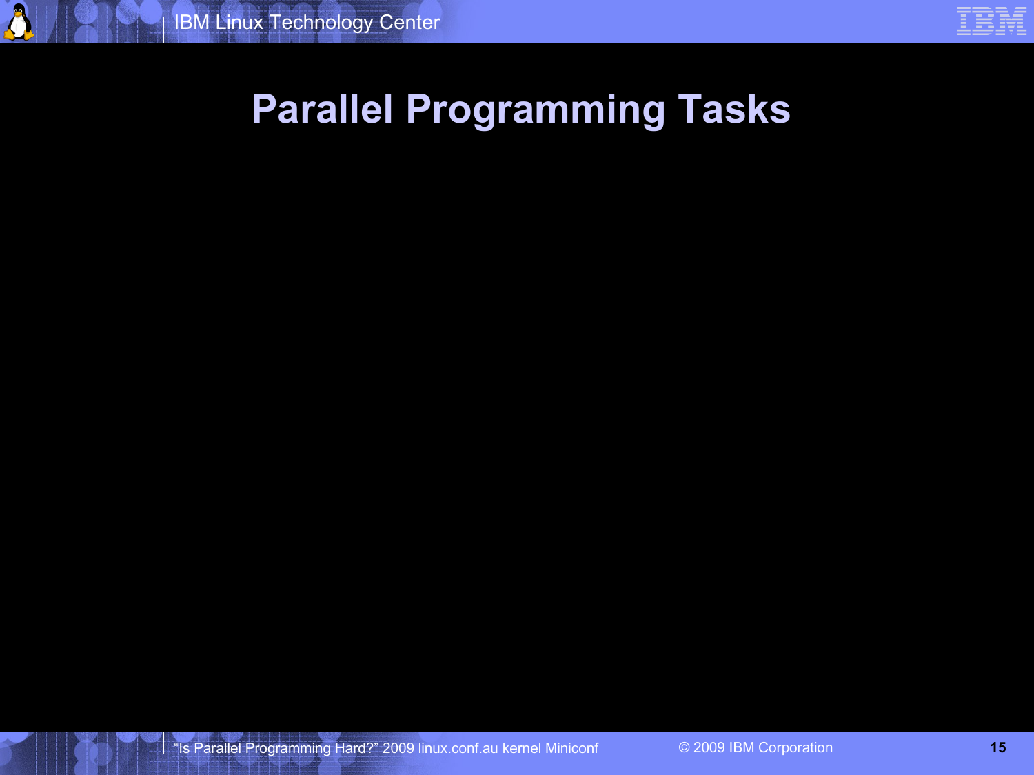# Parallel Programming Tasks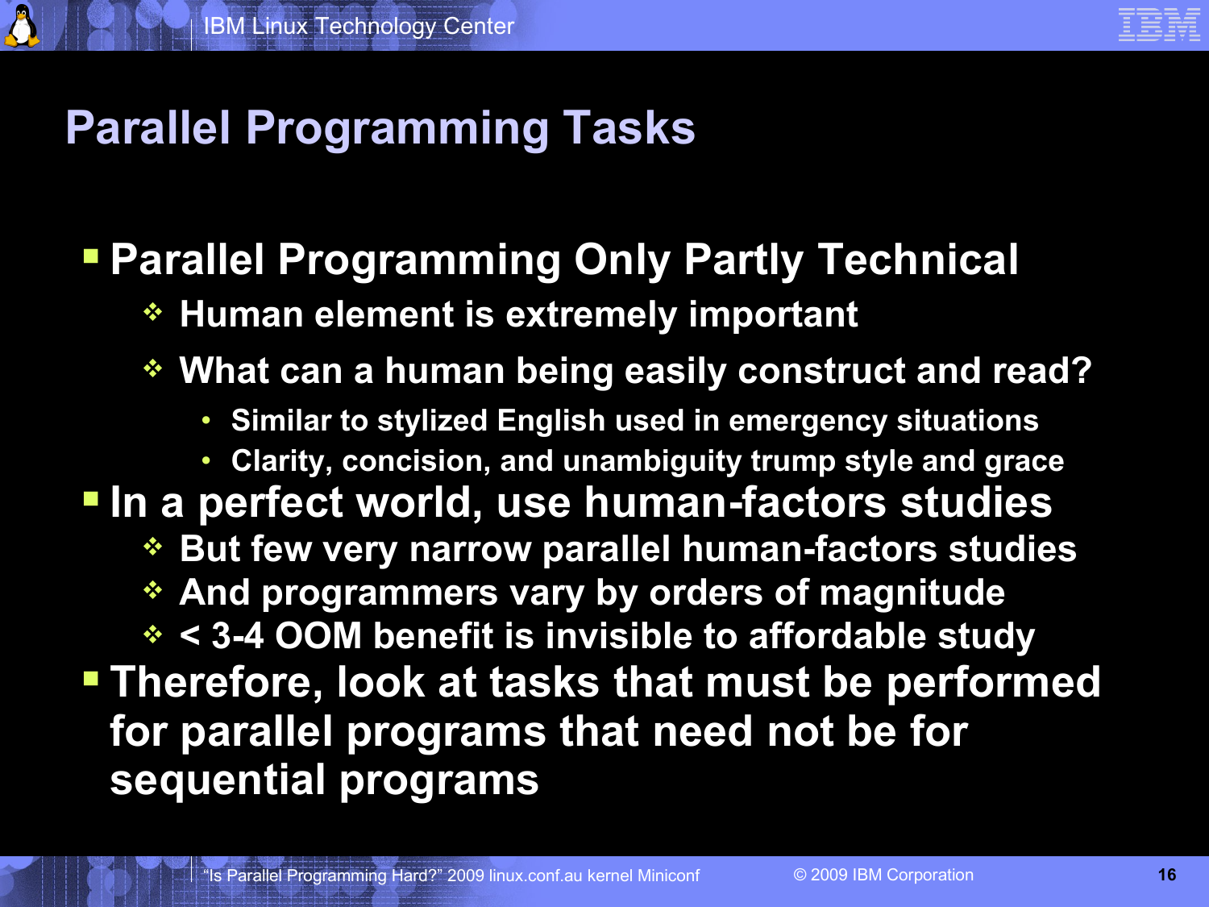# Parallel Programming Tasks

- Parallel Programming Only Partly Technical
  - Human element is extremely important
  - What can a human being easily construct and read?
    - Similar to stylized English used in emergency situations
    - Clarity, concision, and unambiguity trump style and grace
- In a perfect world, use human-factors studies
  - But few very narrow parallel human-factors studies
  - And programmers vary by orders of magnitude
  - < 3-4 OOM benefit is invisible to affordable study
- Therefore, look at tasks that must be performed for parallel programs that need not be for sequential programs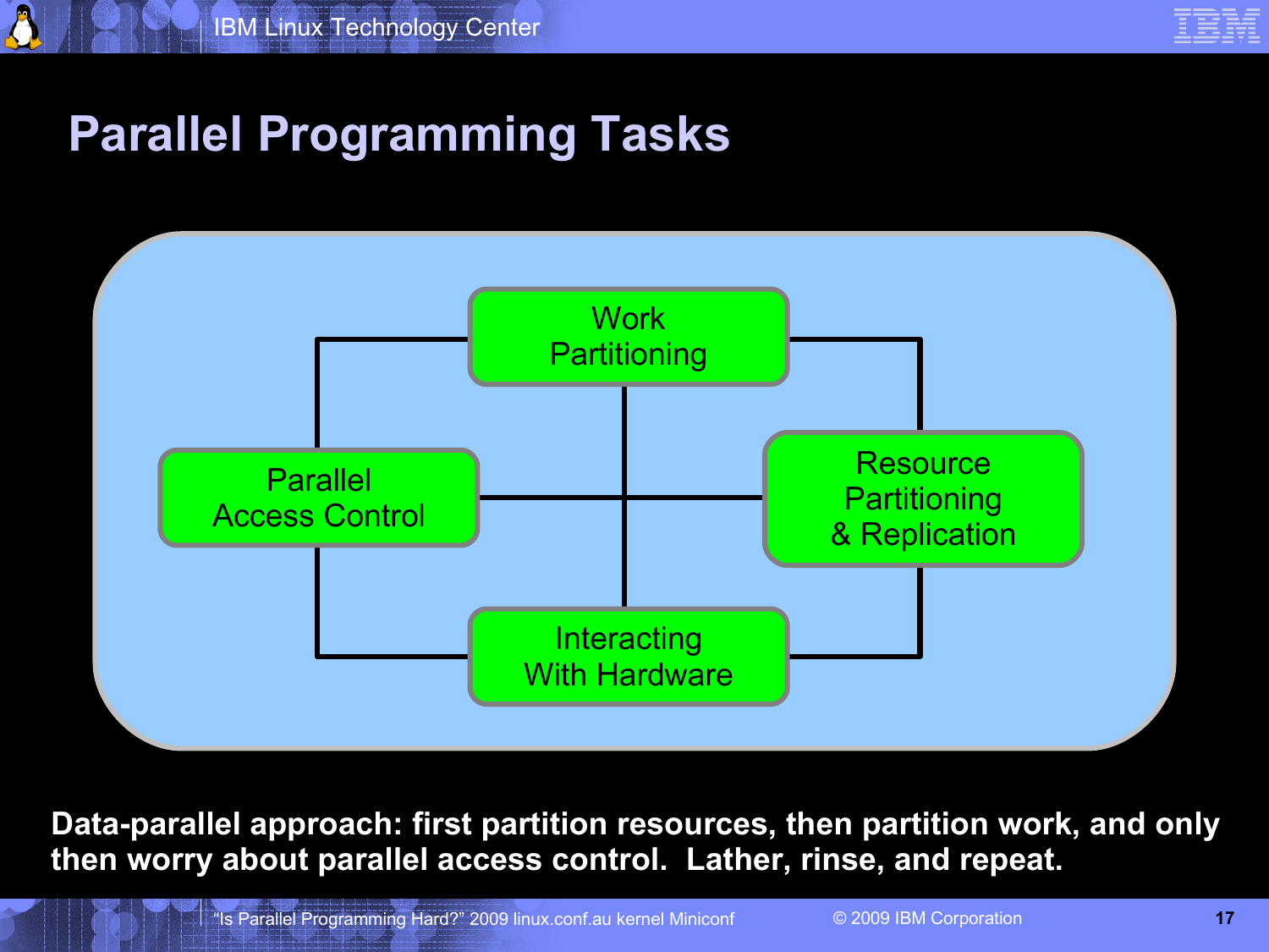# Parallel Programming Tasks

Work Partitioning

Parallel Access Control

Resource Partitioning & Replication

Interacting With Hardware

**Data-parallel approach: first partition resources, then partition work, and only then worry about parallel access control. Lather, rinse, and repeat.**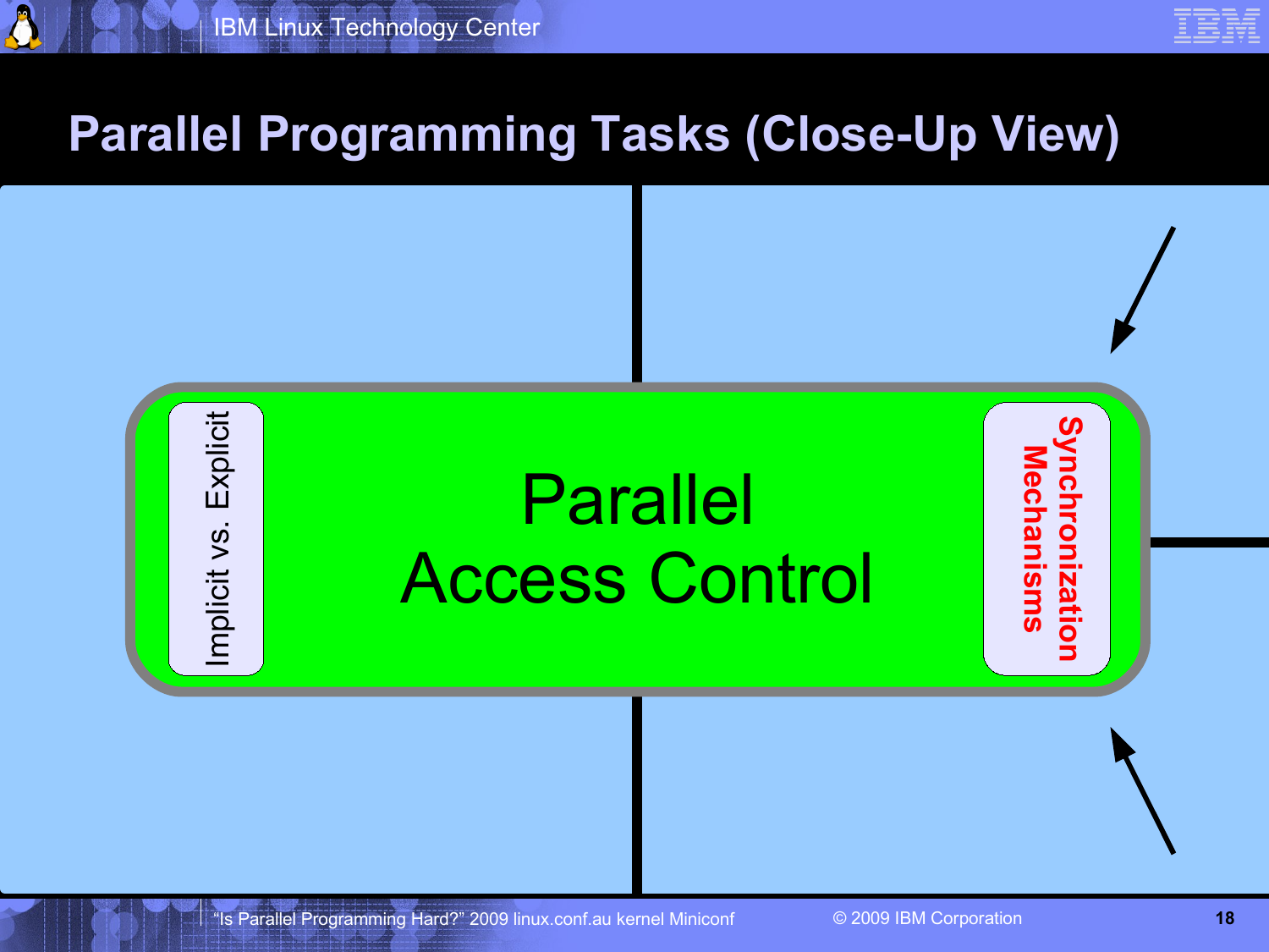# Parallel Programming Tasks (Close-Up View)

Implicit vs. Explicit

Parallel Access Control

Synchronization Mechanisms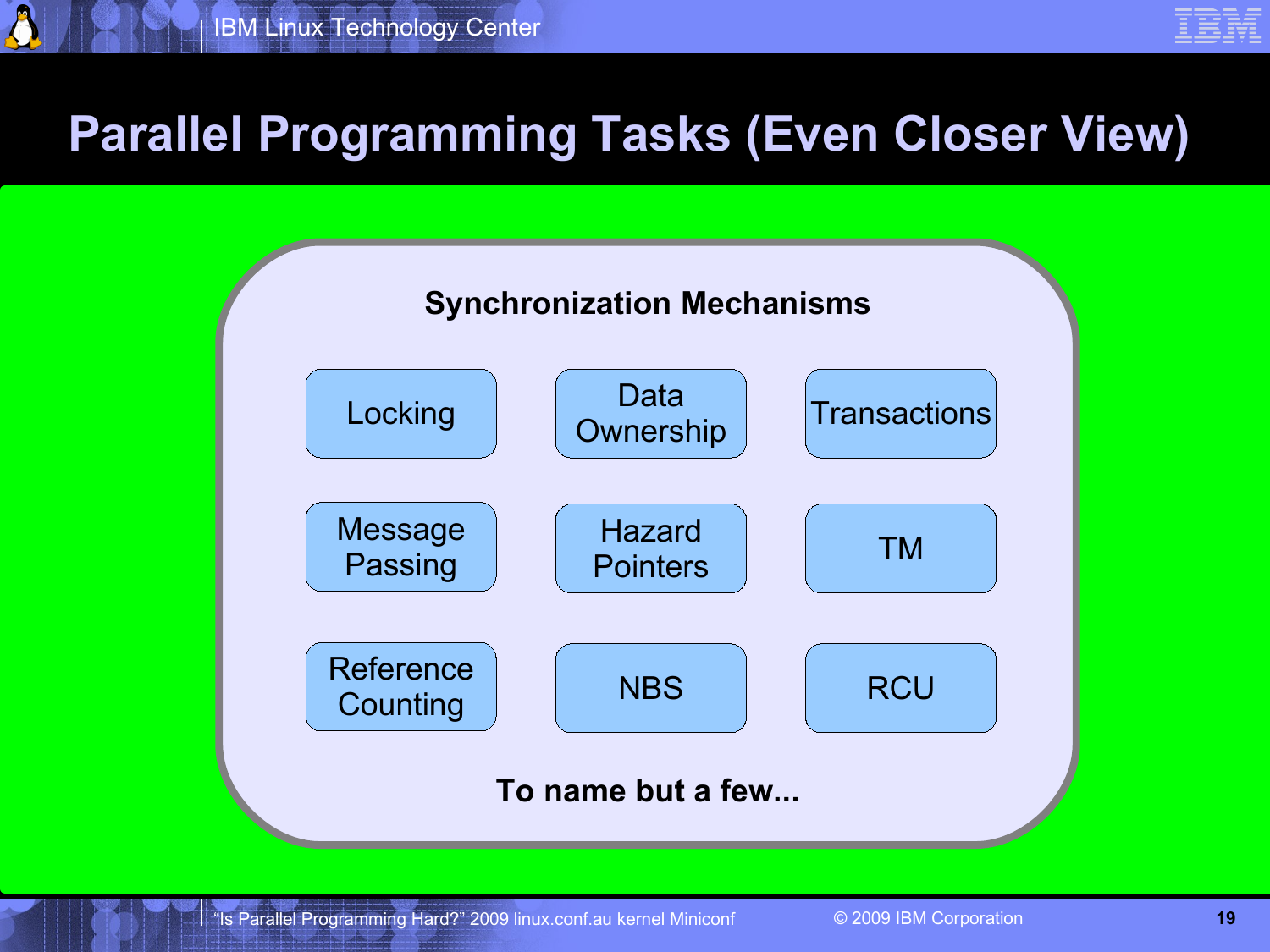# Parallel Programming Tasks (Even Closer View)

**Synchronization Mechanisms**

| | | |
|---|---|---|
| Locking | Data Ownership | Transactions |
| Message Passing | Hazard Pointers | TM |
| Reference Counting | NBS | RCU |

**To name but a few...**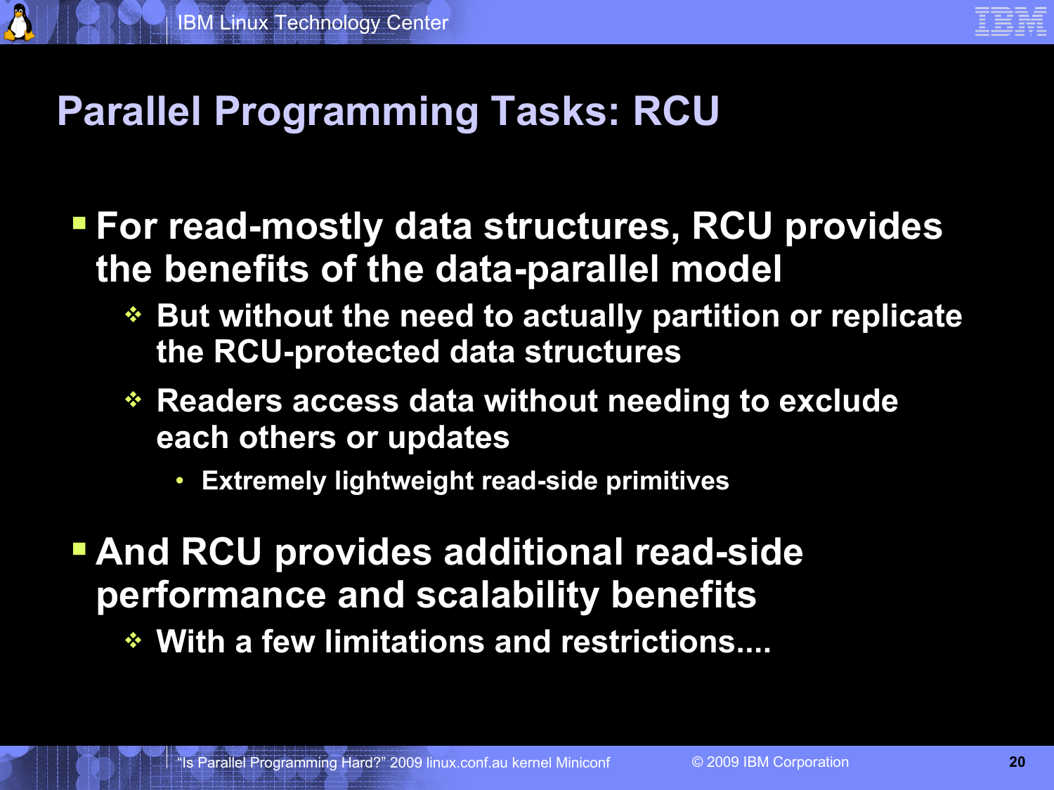# Parallel Programming Tasks: RCU

- **For read-mostly data structures, RCU provides the benefits of the data-parallel model**
  - **But without the need to actually partition or replicate the RCU-protected data structures**
  - **Readers access data without needing to exclude each others or updates**
    - **Extremely lightweight read-side primitives**
- **And RCU provides additional read-side performance and scalability benefits**
  - **With a few limitations and restrictions....**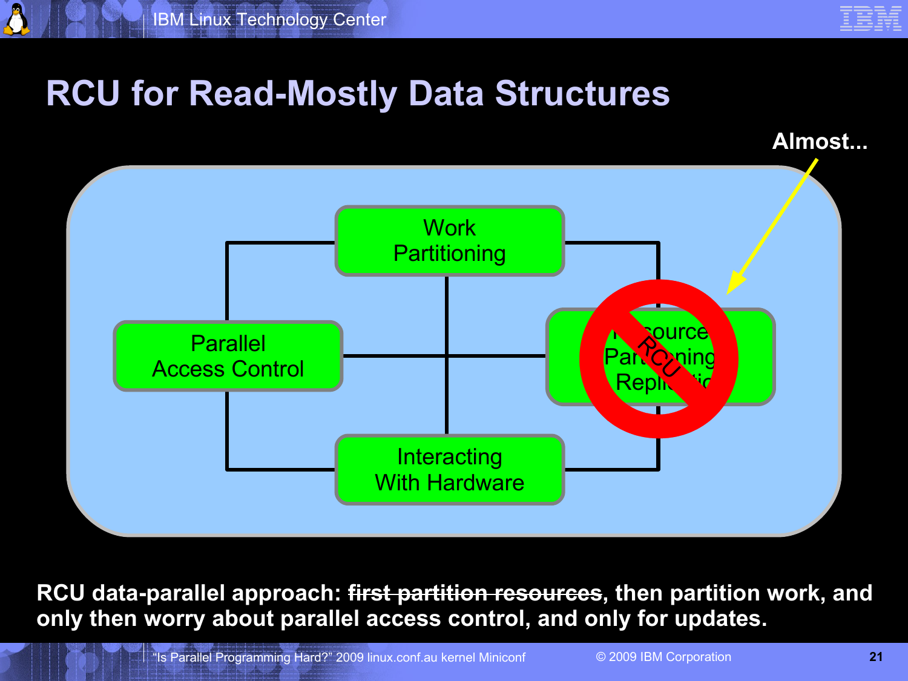# RCU for Read-Mostly Data Structures

Almost...

Work Partitioning

Parallel Access Control

Resource Partitioning Replication

RCU

Interacting With Hardware

**RCU data-parallel approach: ~~first partition resources~~, then partition work, and only then worry about parallel access control, and only for updates.**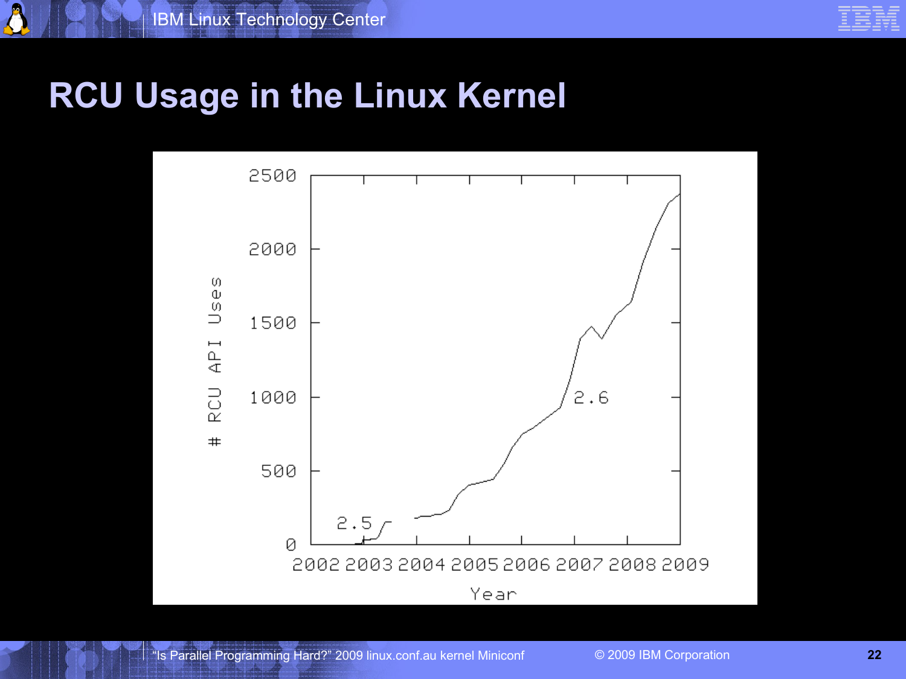# RCU Usage in the Linux Kernel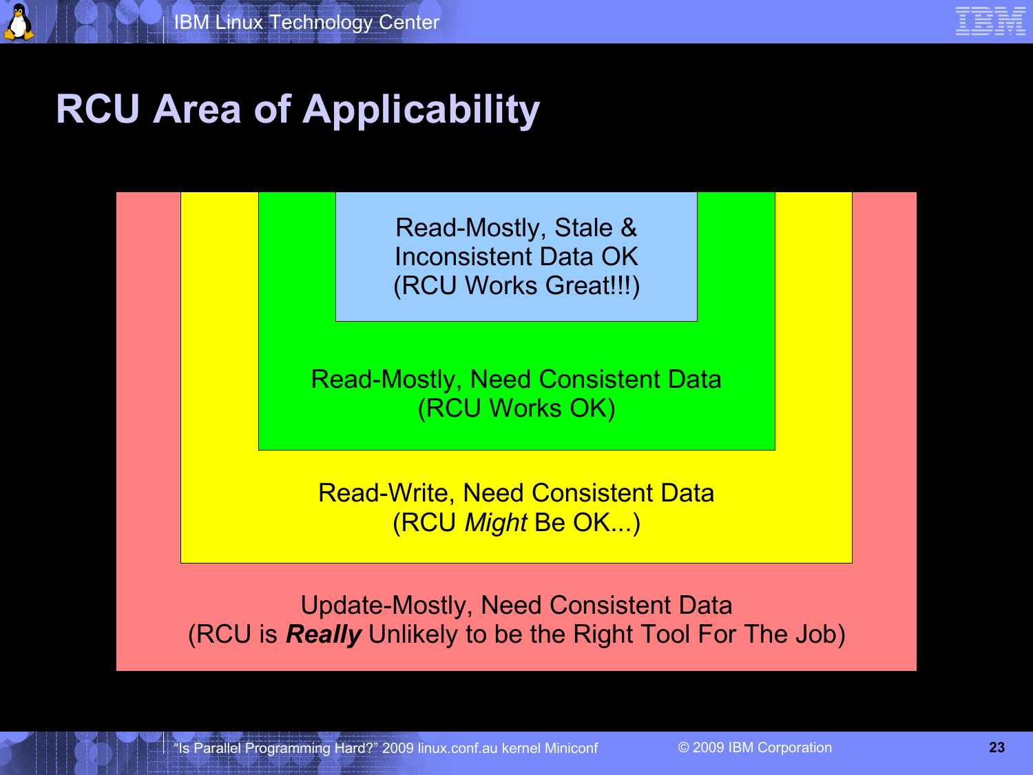# RCU Area of Applicability

Read-Mostly, Stale & Inconsistent Data OK
(RCU Works Great!!!)

Read-Mostly, Need Consistent Data
(RCU Works OK)

Read-Write, Need Consistent Data
(RCU *Might* Be OK...)

Update-Mostly, Need Consistent Data
(RCU is ***Really*** Unlikely to be the Right Tool For The Job)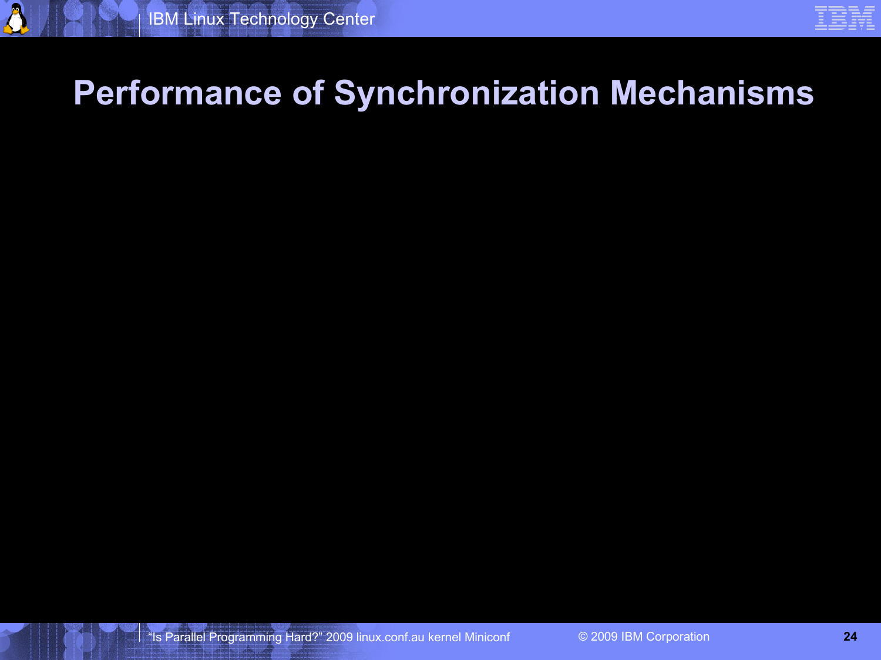# Performance of Synchronization Mechanisms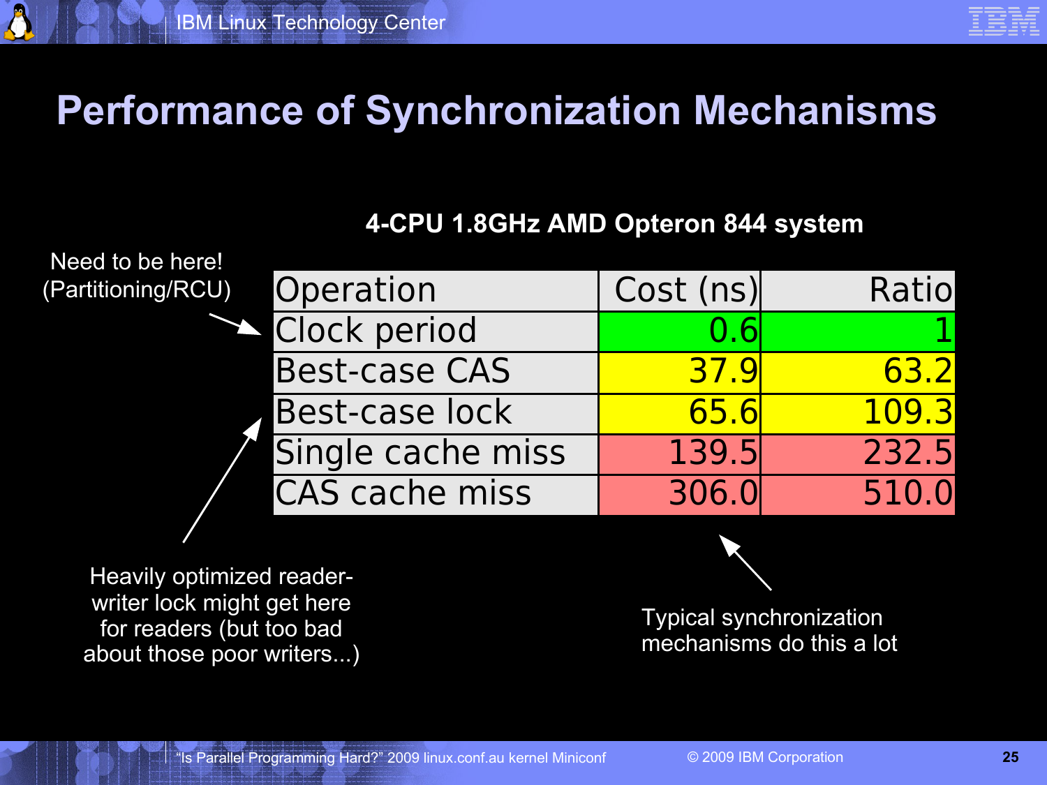# Performance of Synchronization Mechanisms

**4-CPU 1.8GHz AMD Opteron 844 system**

| Operation | Cost (ns) | Ratio |
|---|---|---|
| Clock period | 0.6 | 1 |
| Best-case CAS | 37.9 | 63.2 |
| Best-case lock | 65.6 | 109.3 |
| Single cache miss | 139.5 | 232.5 |
| CAS cache miss | 306.0 | 510.0 |

Need to be here! (Partitioning/RCU)

Heavily optimized reader-writer lock might get here for readers (but too bad about those poor writers...)

Typical synchronization mechanisms do this a lot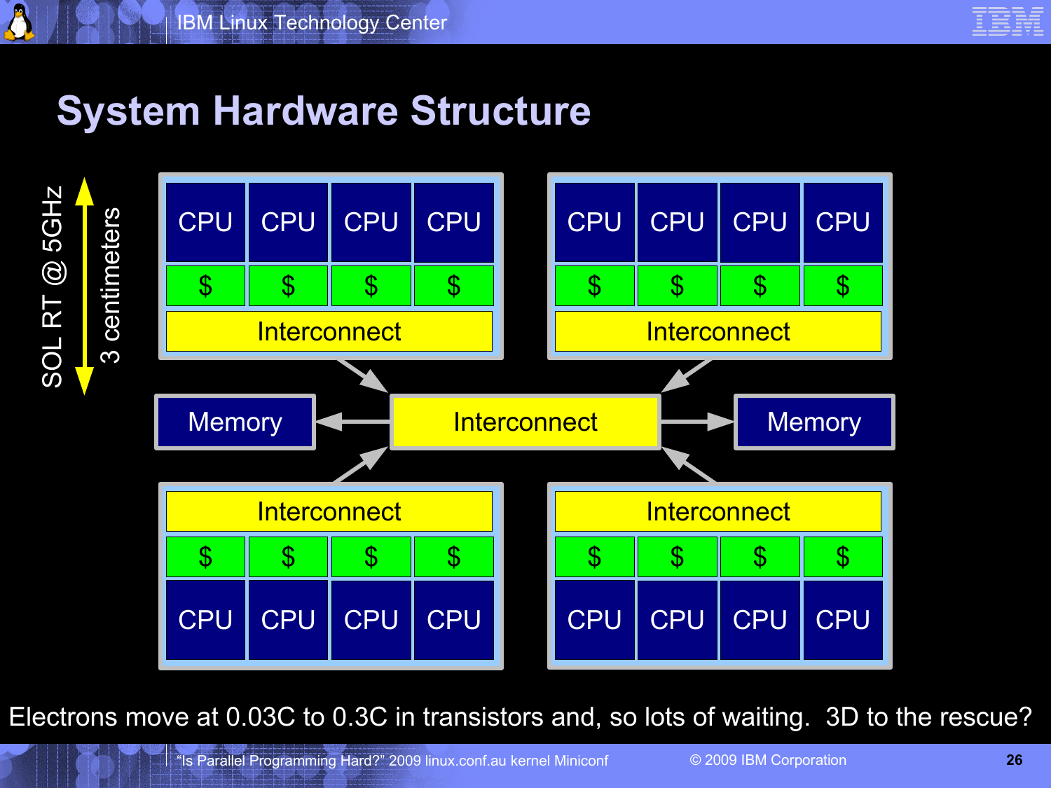# System Hardware Structure

SOL RT @ 5GHz

3 centimeters

| CPU | CPU | CPU | CPU |
|---|---|---|---|
| $ | $ | $ | $ |
| Interconnect | | | |

| CPU | CPU | CPU | CPU |
|---|---|---|---|
| $ | $ | $ | $ |
| Interconnect | | | |

Memory ← Interconnect → Memory

| Interconnect | | | |
|---|---|---|---|
| $ | $ | $ | $ |
| CPU | CPU | CPU | CPU |

| Interconnect | | | |
|---|---|---|---|
| $ | $ | $ | $ |
| CPU | CPU | CPU | CPU |

Electrons move at 0.03C to 0.3C in transistors and, so lots of waiting. 3D to the rescue?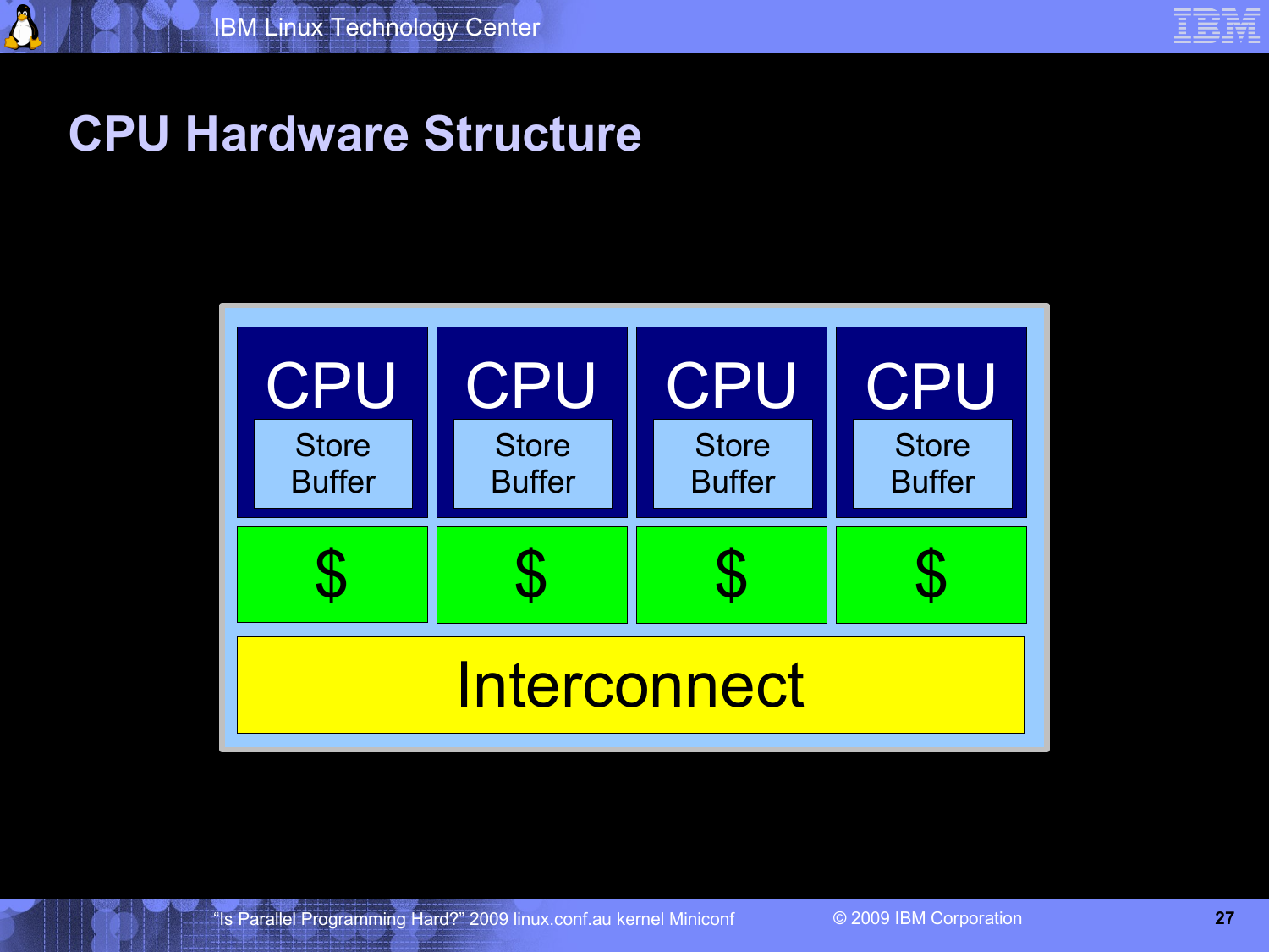# CPU Hardware Structure

| CPU | CPU | CPU | CPU |
|---|---|---|---|
| Store Buffer | Store Buffer | Store Buffer | Store Buffer |
| $ | $ | $ | $ |
| Interconnect | | | |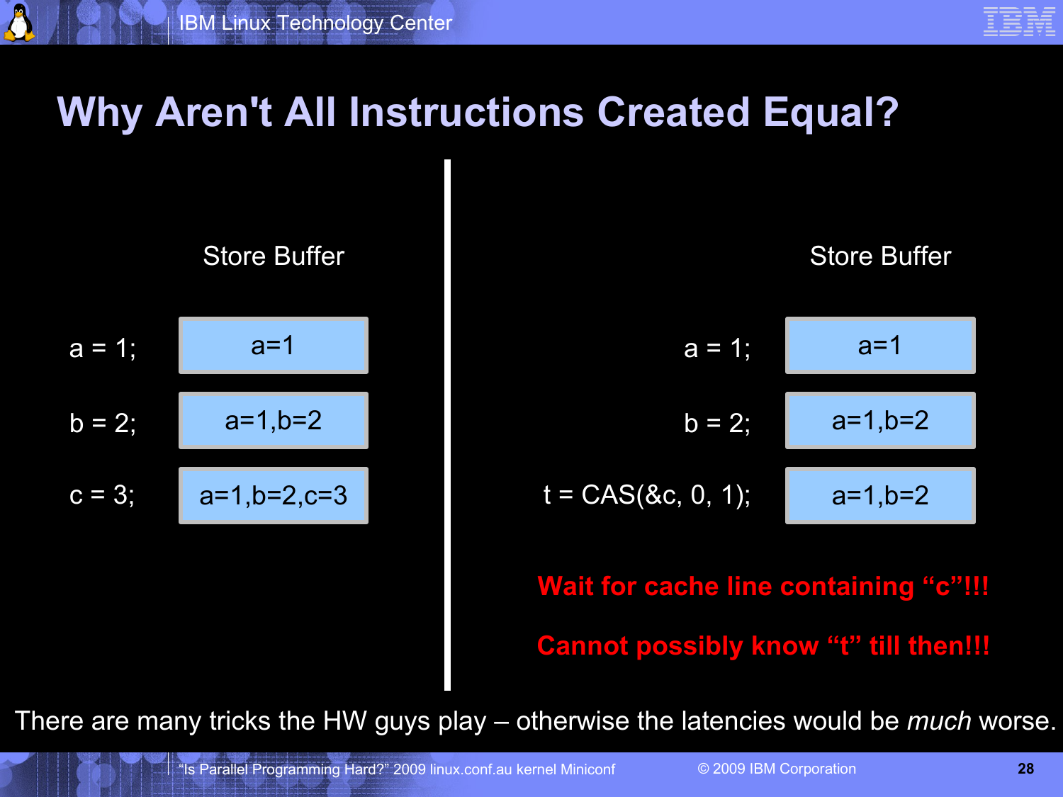# Why Aren't All Instructions Created Equal?

| Code | Store Buffer |
| --- | --- |
| a = 1; | a=1 |
| b = 2; | a=1,b=2 |
| c = 3; | a=1,b=2,c=3 |

| Code | Store Buffer |
| --- | --- |
| a = 1; | a=1 |
| b = 2; | a=1,b=2 |
| t = CAS(&c, 0, 1); | a=1,b=2 |

**Wait for cache line containing “c”!!!**

**Cannot possibly know “t” till then!!!**

There are many tricks the HW guys play – otherwise the latencies would be *much* worse.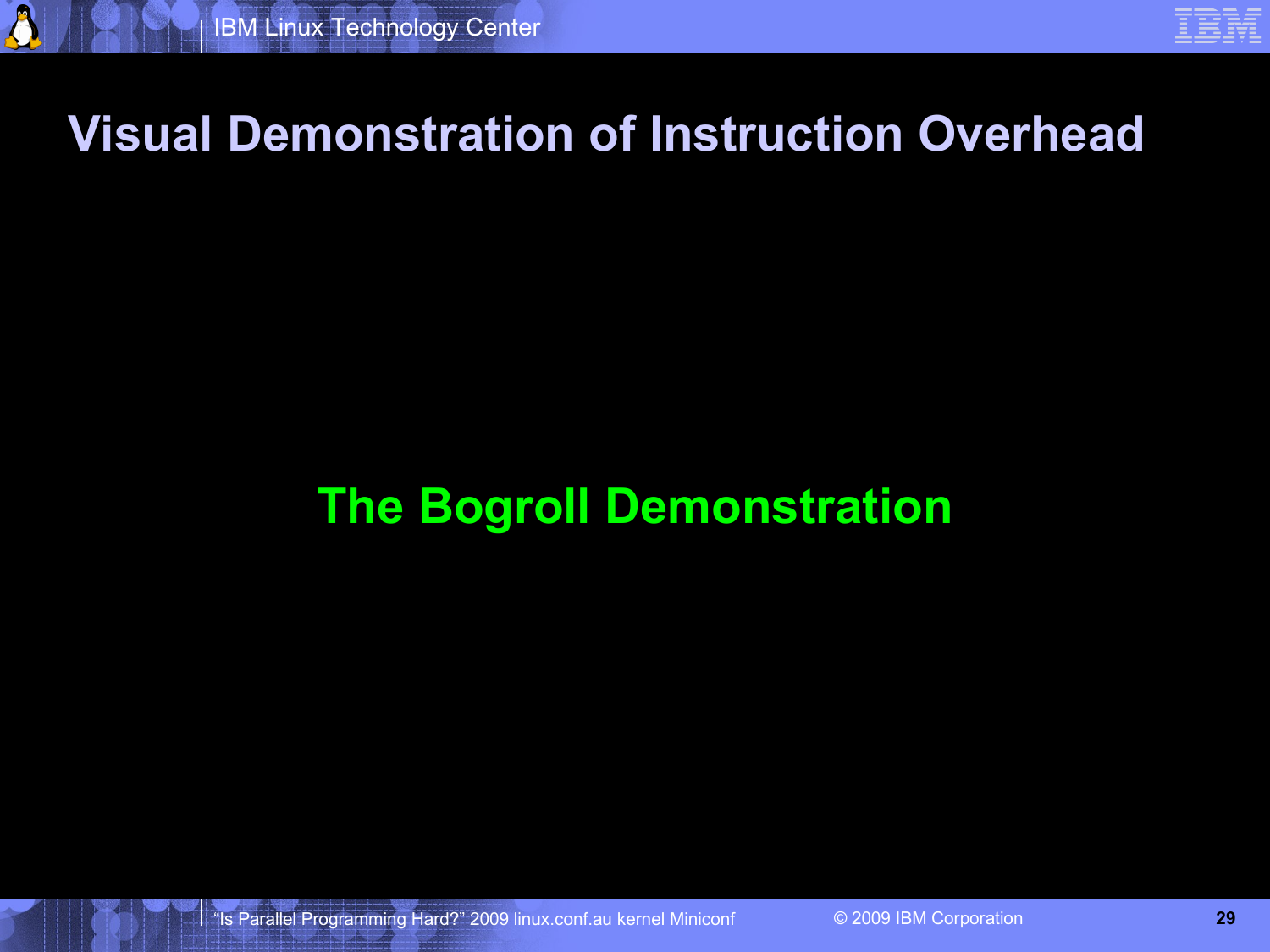# Visual Demonstration of Instruction Overhead

**The Bogroll Demonstration**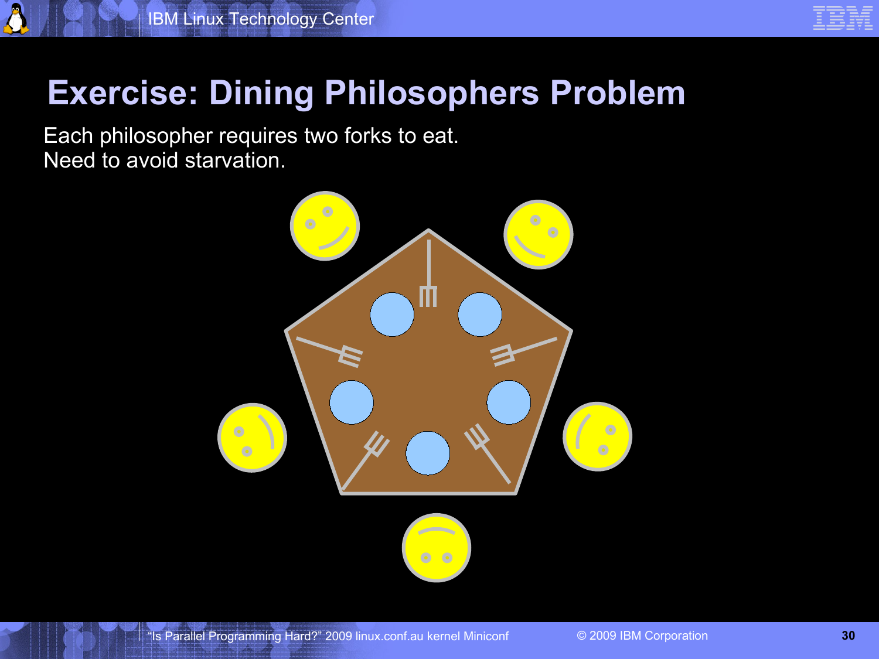# Exercise: Dining Philosophers Problem

Each philosopher requires two forks to eat.
Need to avoid starvation.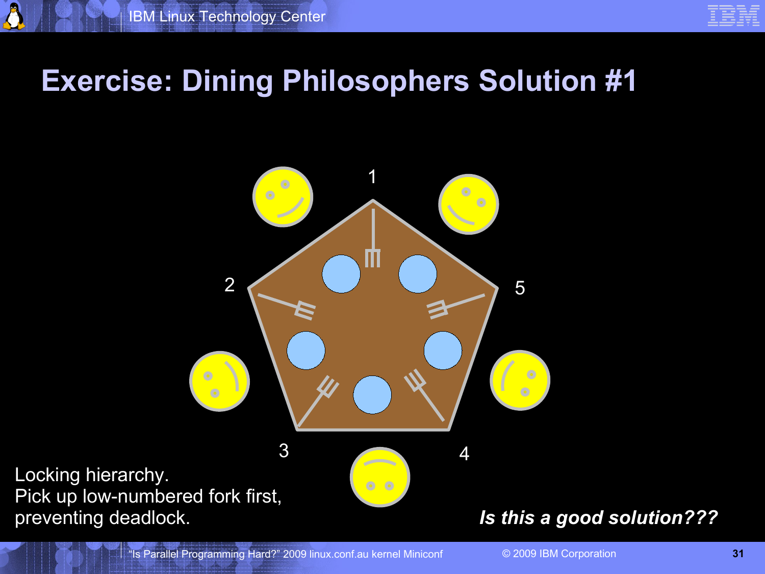# Exercise: Dining Philosophers Solution #1

Locking hierarchy.
Pick up low-numbered fork first, preventing deadlock.

***Is this a good solution???***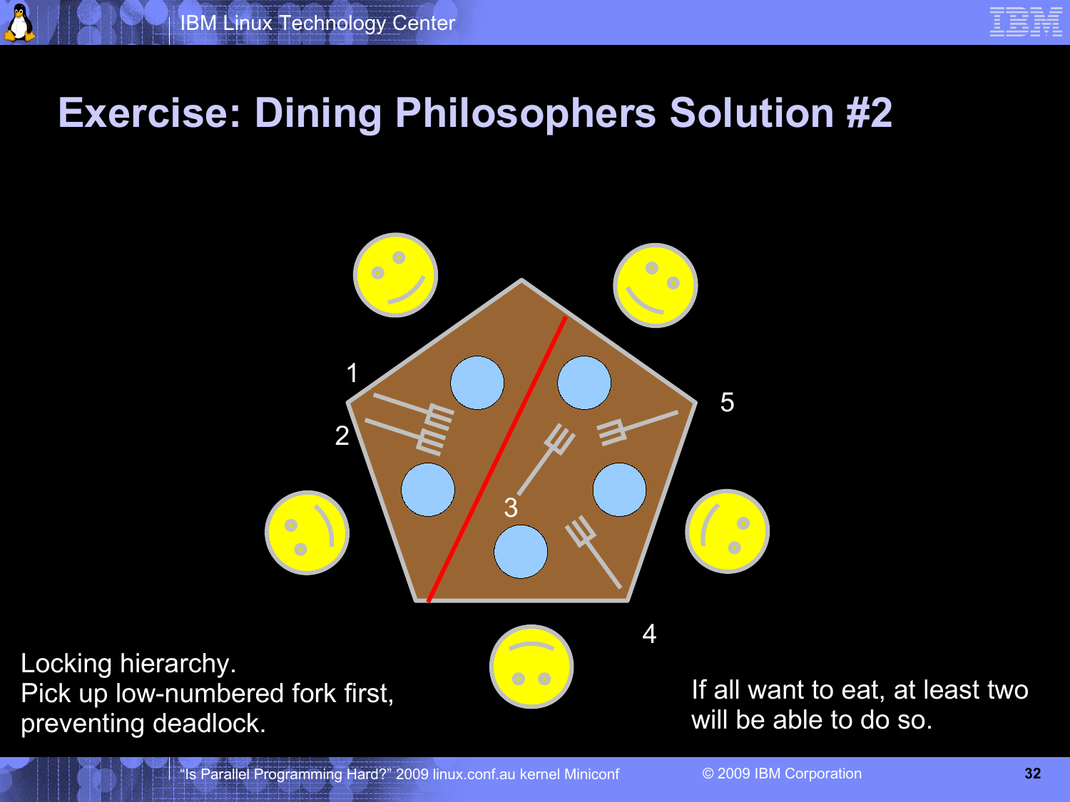# Exercise: Dining Philosophers Solution #2

Locking hierarchy.
Pick up low-numbered fork first, preventing deadlock.

If all want to eat, at least two will be able to do so.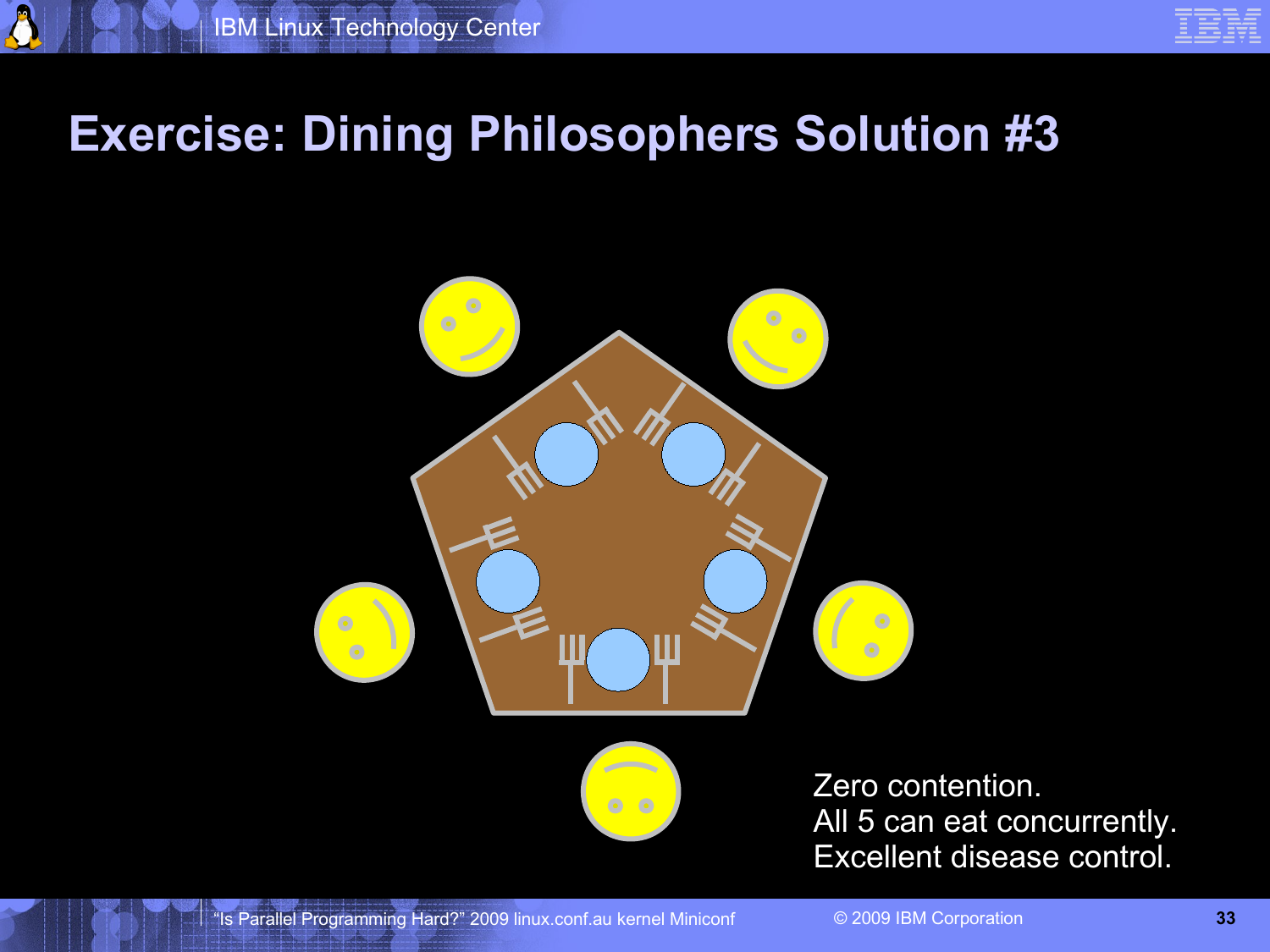# Exercise: Dining Philosophers Solution #3

Zero contention.
All 5 can eat concurrently.
Excellent disease control.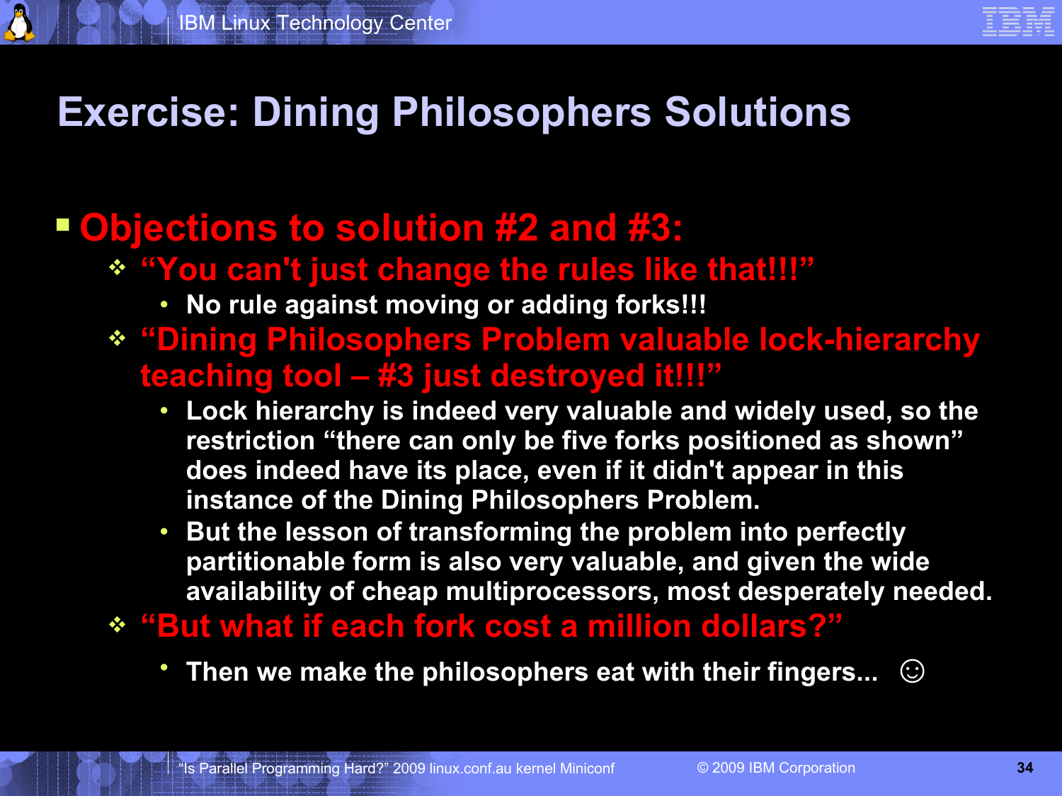# Exercise: Dining Philosophers Solutions

- **Objections to solution #2 and #3:**
  - **“You can't just change the rules like that!!!”**
    - **No rule against moving or adding forks!!!**
  - **“Dining Philosophers Problem valuable lock-hierarchy teaching tool – #3 just destroyed it!!!”**
    - **Lock hierarchy is indeed very valuable and widely used, so the restriction “there can only be five forks positioned as shown” does indeed have its place, even if it didn't appear in this instance of the Dining Philosophers Problem.**
    - **But the lesson of transforming the problem into perfectly partitionable form is also very valuable, and given the wide availability of cheap multiprocessors, most desperately needed.**
  - **“But what if each fork cost a million dollars?”**
    - **Then we make the philosophers eat with their fingers... ☺**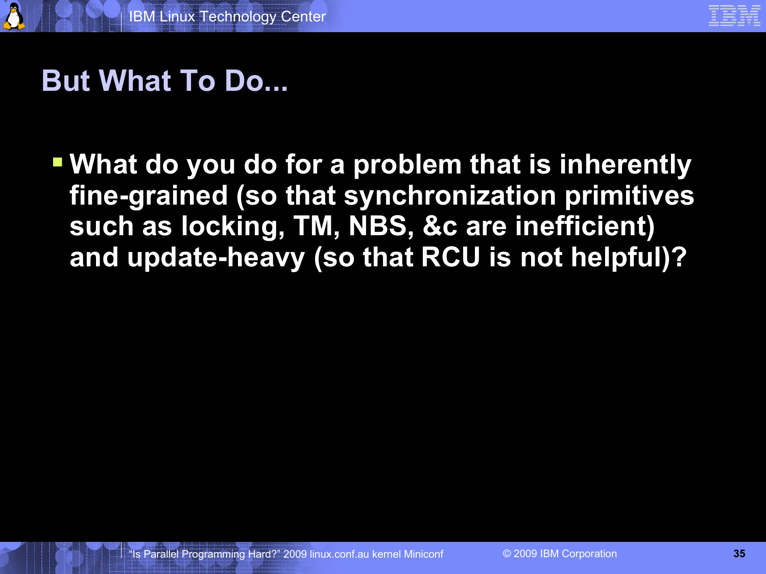# But What To Do...

- What do you do for a problem that is inherently fine-grained (so that synchronization primitives such as locking, TM, NBS, &c are inefficient) and update-heavy (so that RCU is not helpful)?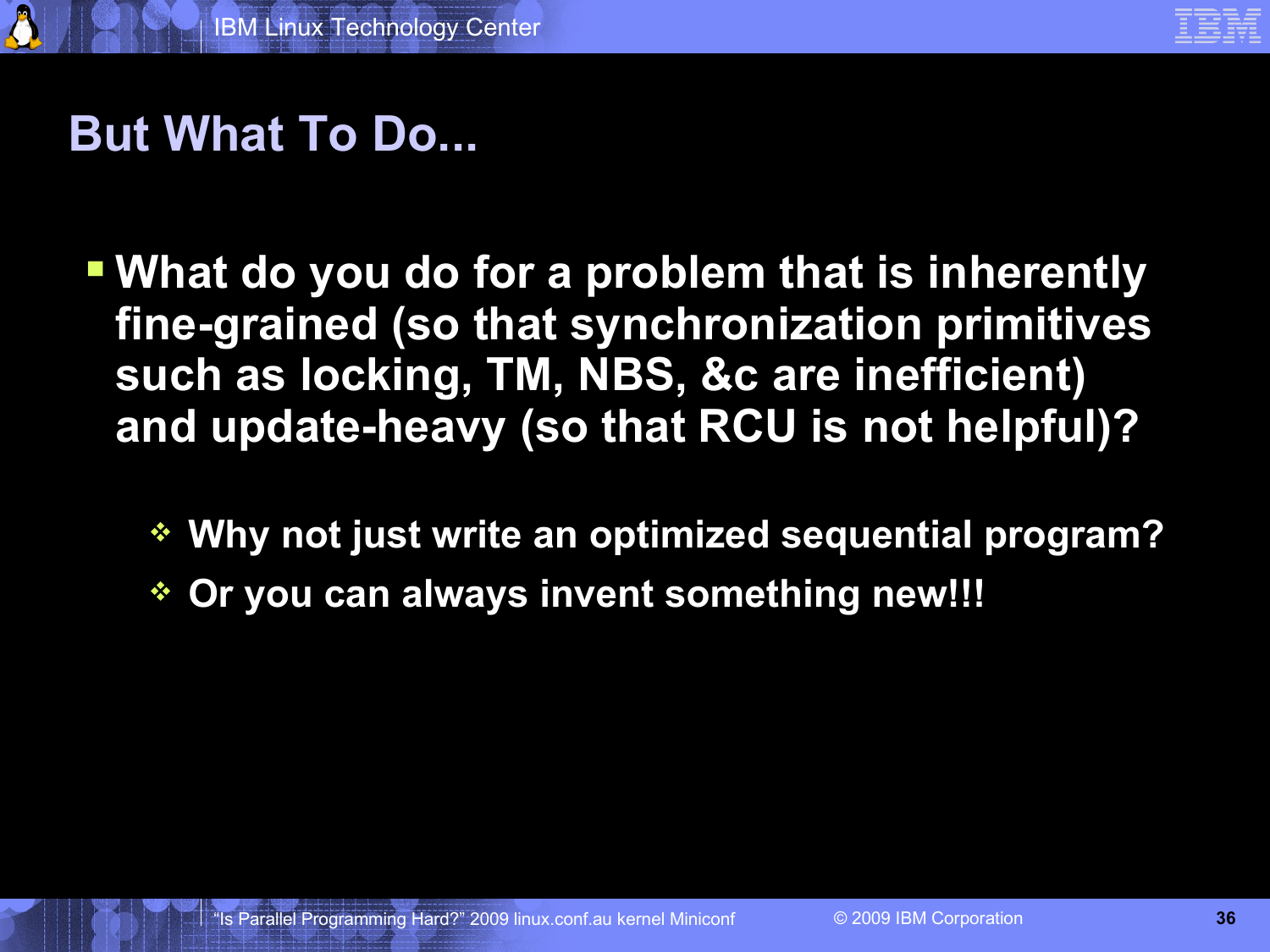# But What To Do...

- What do you do for a problem that is inherently fine-grained (so that synchronization primitives such as locking, TM, NBS, &c are inefficient) and update-heavy (so that RCU is not helpful)?
  - Why not just write an optimized sequential program?
  - Or you can always invent something new!!!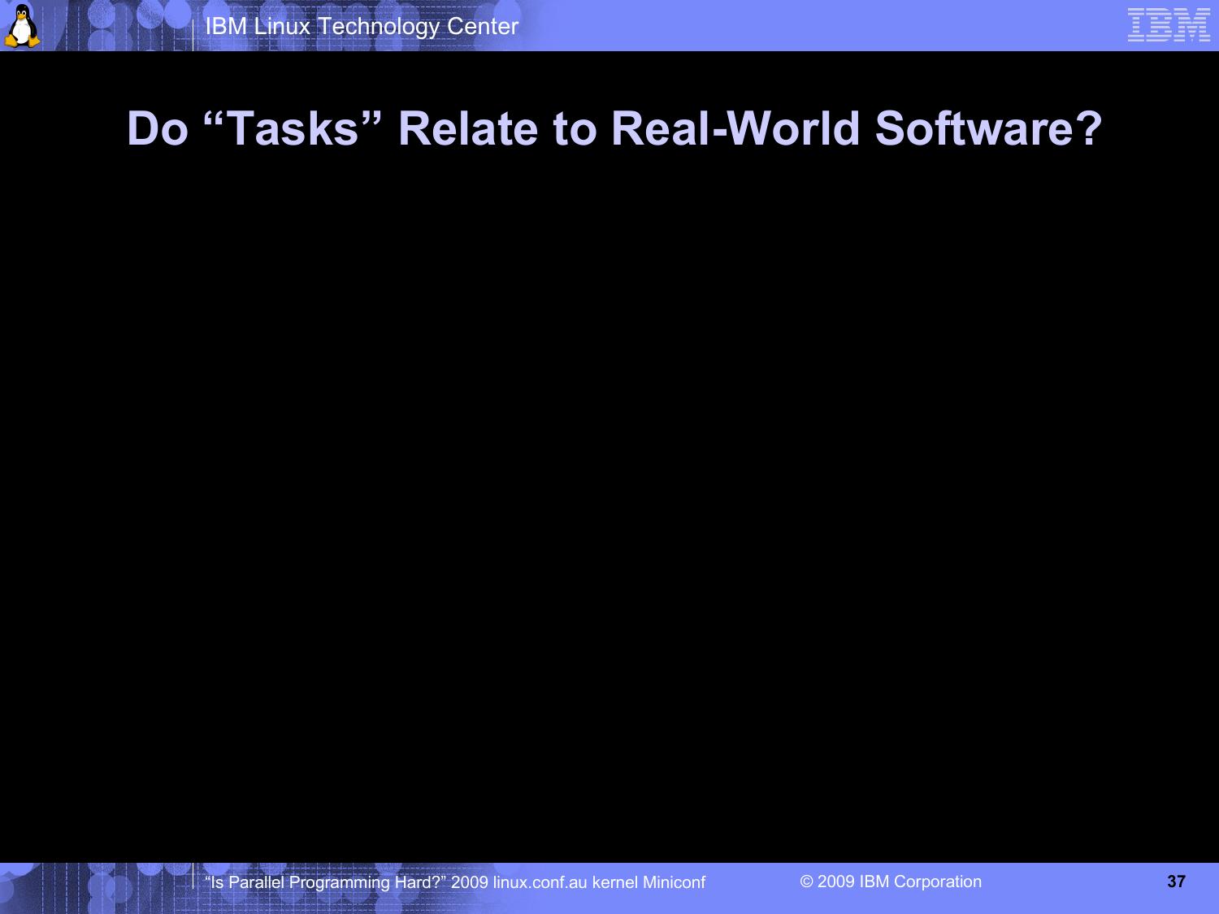# Do "Tasks" Relate to Real-World Software?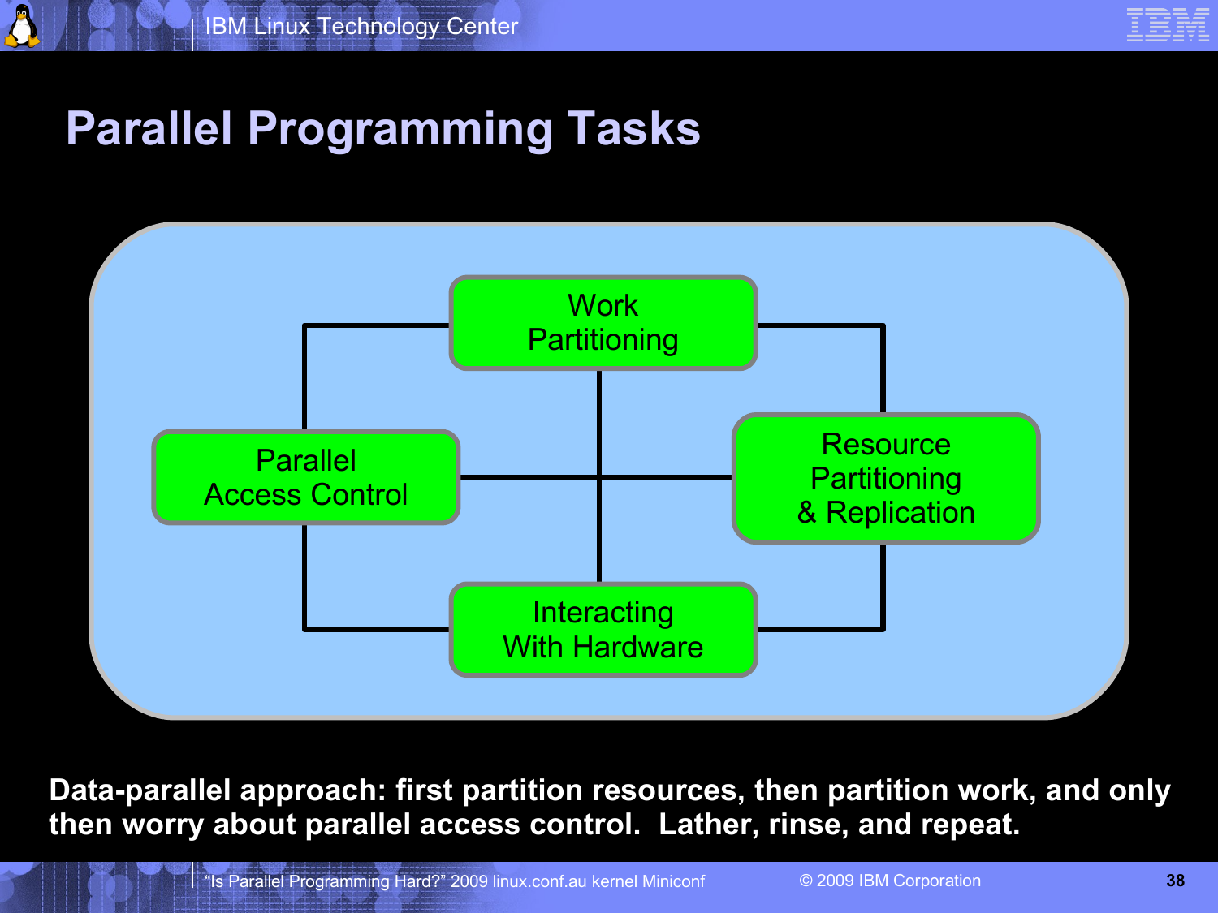# Parallel Programming Tasks

Work Partitioning

Parallel Access Control

Resource Partitioning & Replication

Interacting With Hardware

**Data-parallel approach: first partition resources, then partition work, and only then worry about parallel access control. Lather, rinse, and repeat.**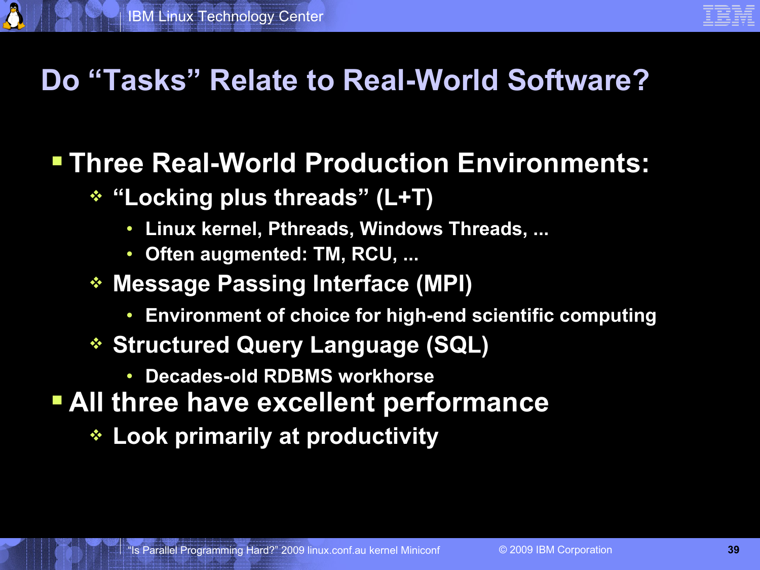# Do "Tasks" Relate to Real-World Software?

- Three Real-World Production Environments:
  - "Locking plus threads" (L+T)
    - Linux kernel, Pthreads, Windows Threads, ...
    - Often augmented: TM, RCU, ...
  - Message Passing Interface (MPI)
    - Environment of choice for high-end scientific computing
  - Structured Query Language (SQL)
    - Decades-old RDBMS workhorse
- All three have excellent performance
  - Look primarily at productivity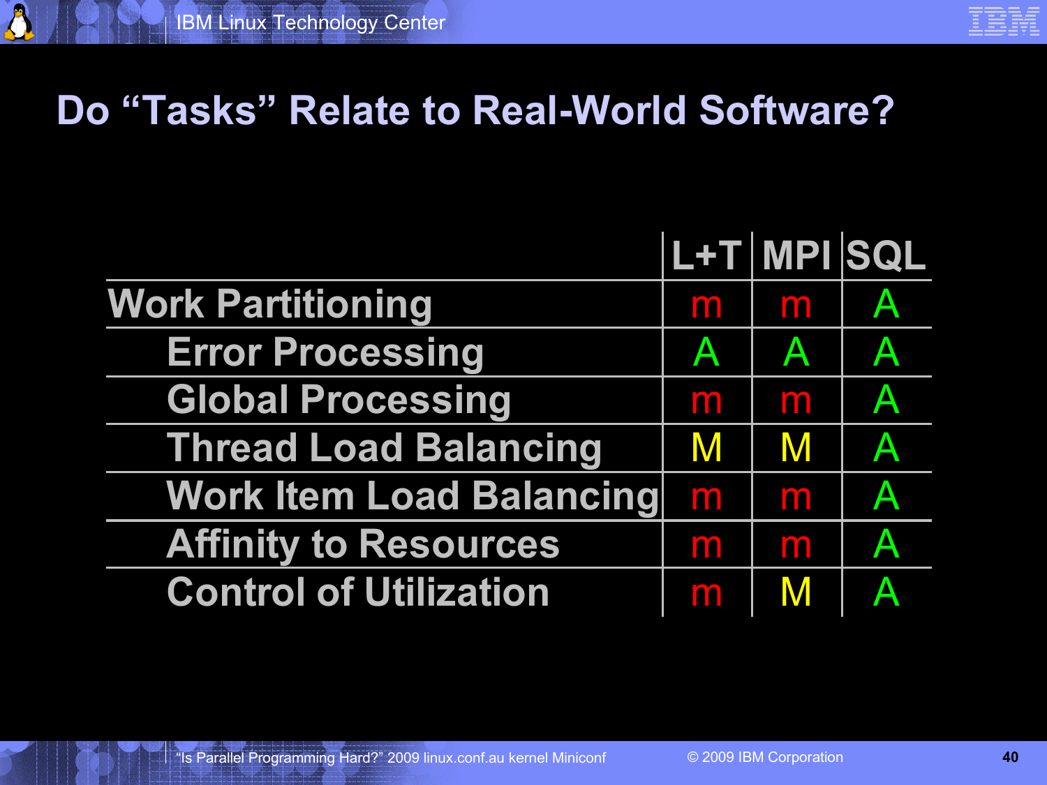# Do "Tasks" Relate to Real-World Software?

| | L+T | MPI | SQL |
|---|---|---|---|
| Work Partitioning | m | m | A |
| Error Processing | A | A | A |
| Global Processing | m | m | A |
| Thread Load Balancing | M | M | A |
| Work Item Load Balancing | m | m | A |
| Affinity to Resources | m | m | A |
| Control of Utilization | m | M | A |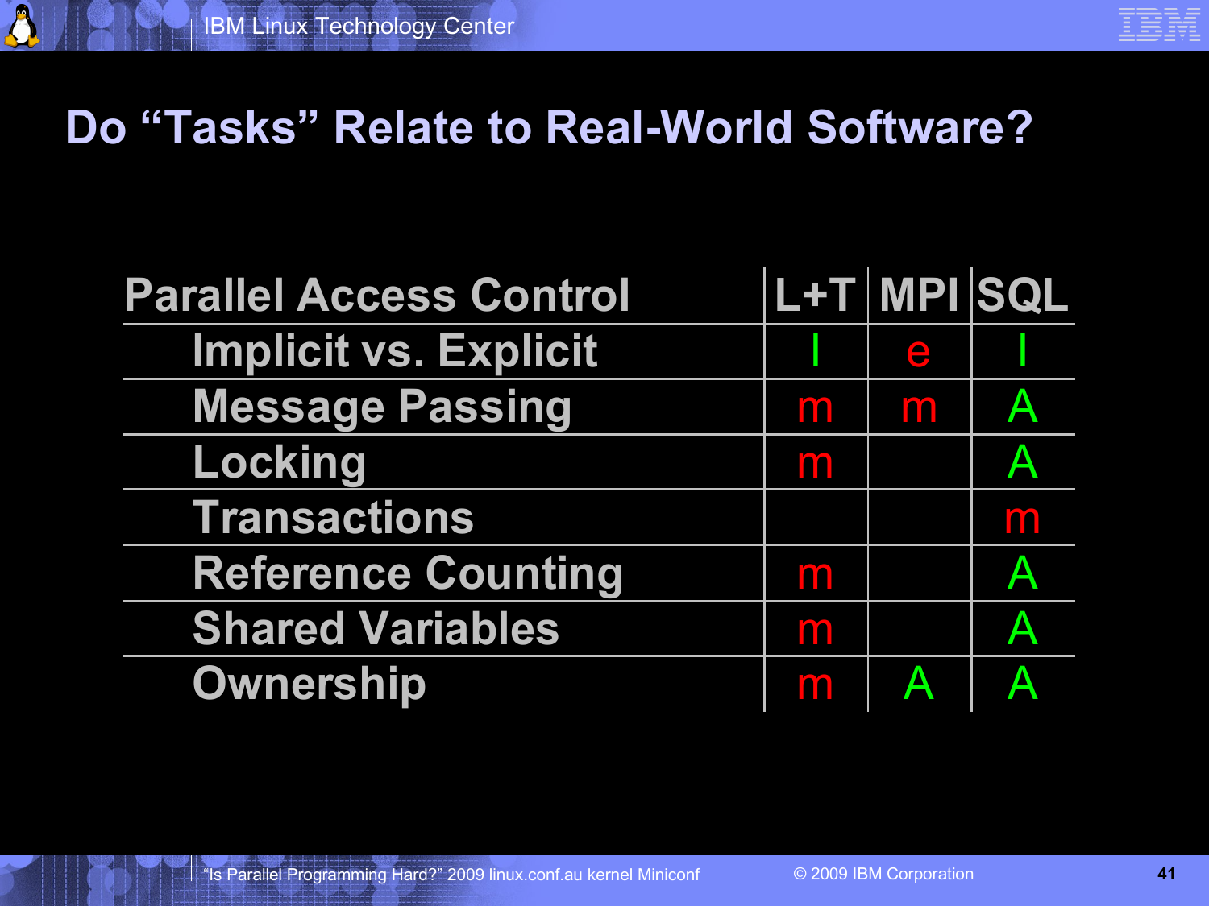# Do "Tasks" Relate to Real-World Software?

| Parallel Access Control | L+T | MPI | SQL |
|---|---|---|---|
| Implicit vs. Explicit | I | e | I |
| Message Passing | m | m | A |
| Locking | m | | A |
| Transactions | | | m |
| Reference Counting | m | | A |
| Shared Variables | m | | A |
| Ownership | m | A | A |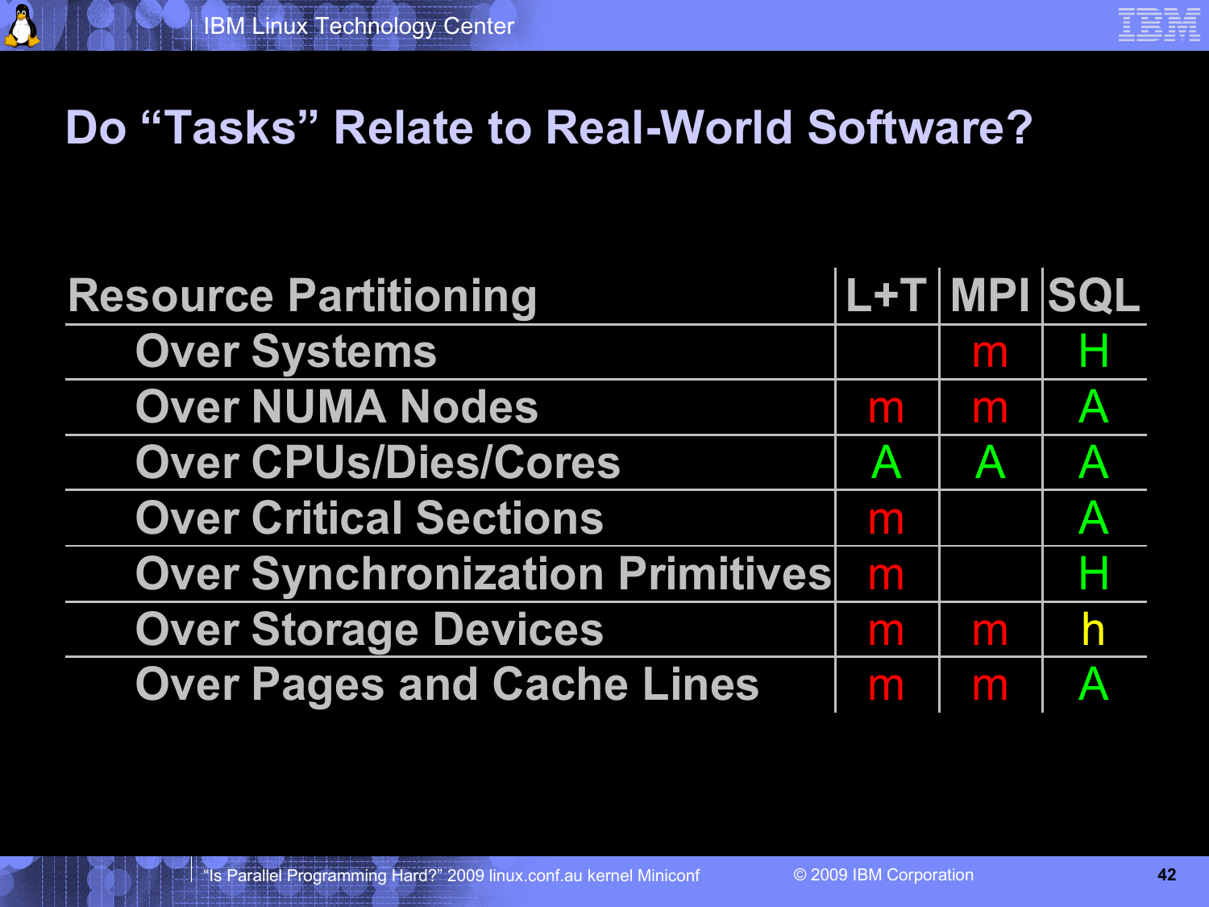# Do "Tasks" Relate to Real-World Software?

| Resource Partitioning | L+T | MPI | SQL |
|---|---|---|---|
| Over Systems | | m | H |
| Over NUMA Nodes | m | m | A |
| Over CPUs/Dies/Cores | A | A | A |
| Over Critical Sections | m | | A |
| Over Synchronization Primitives | m | | H |
| Over Storage Devices | m | m | h |
| Over Pages and Cache Lines | m | m | A |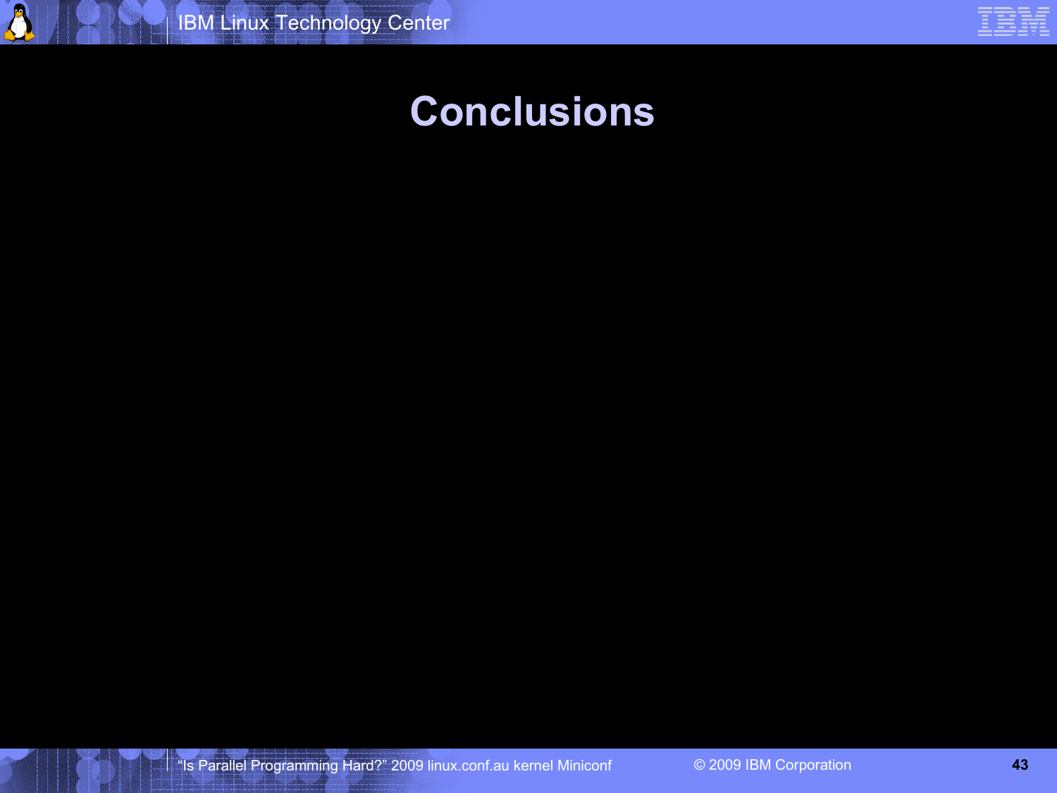# Conclusions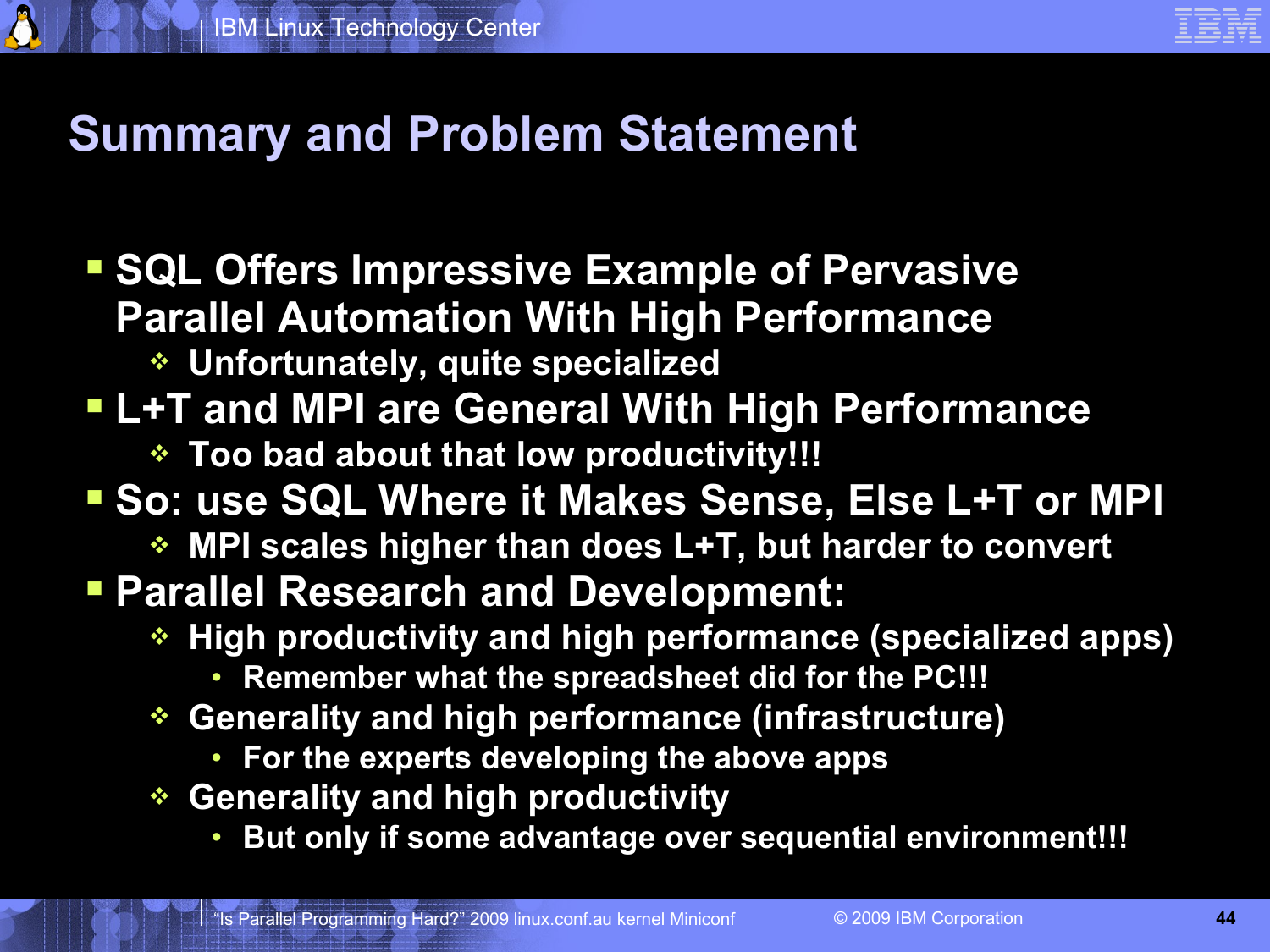# Summary and Problem Statement

- SQL Offers Impressive Example of Pervasive Parallel Automation With High Performance
  - Unfortunately, quite specialized
- L+T and MPI are General With High Performance
  - Too bad about that low productivity!!!
- So: use SQL Where it Makes Sense, Else L+T or MPI
  - MPI scales higher than does L+T, but harder to convert
- Parallel Research and Development:
  - High productivity and high performance (specialized apps)
    - Remember what the spreadsheet did for the PC!!!
  - Generality and high performance (infrastructure)
    - For the experts developing the above apps
  - Generality and high productivity
    - But only if some advantage over sequential environment!!!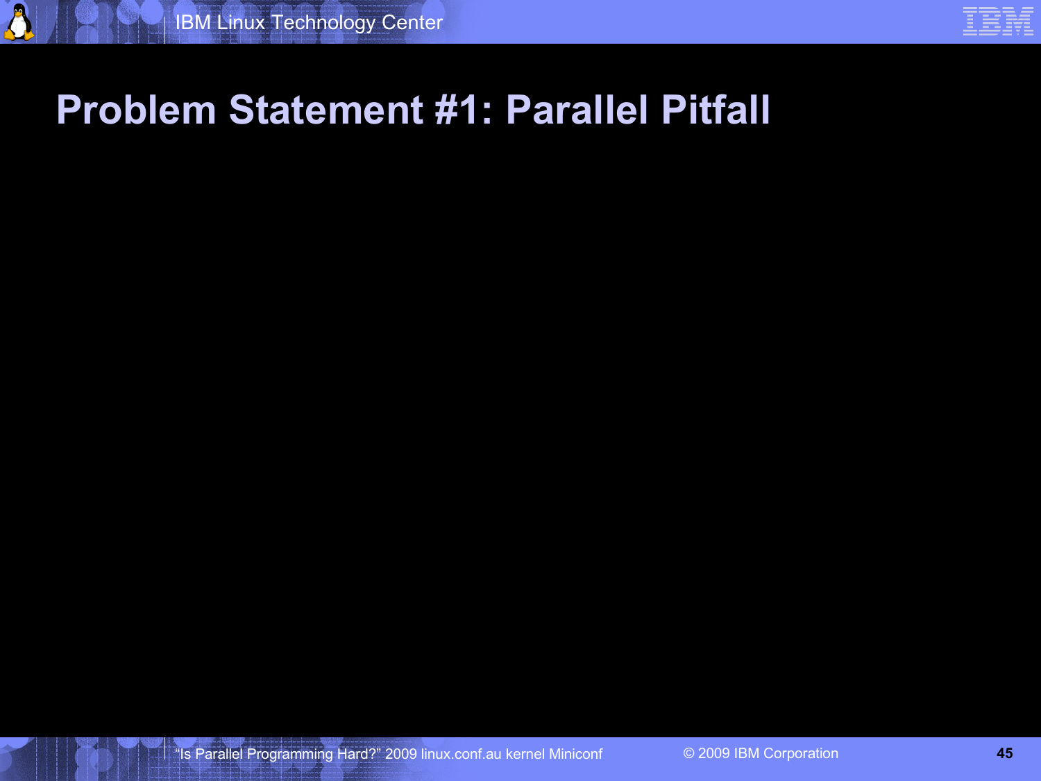# Problem Statement #1: Parallel Pitfall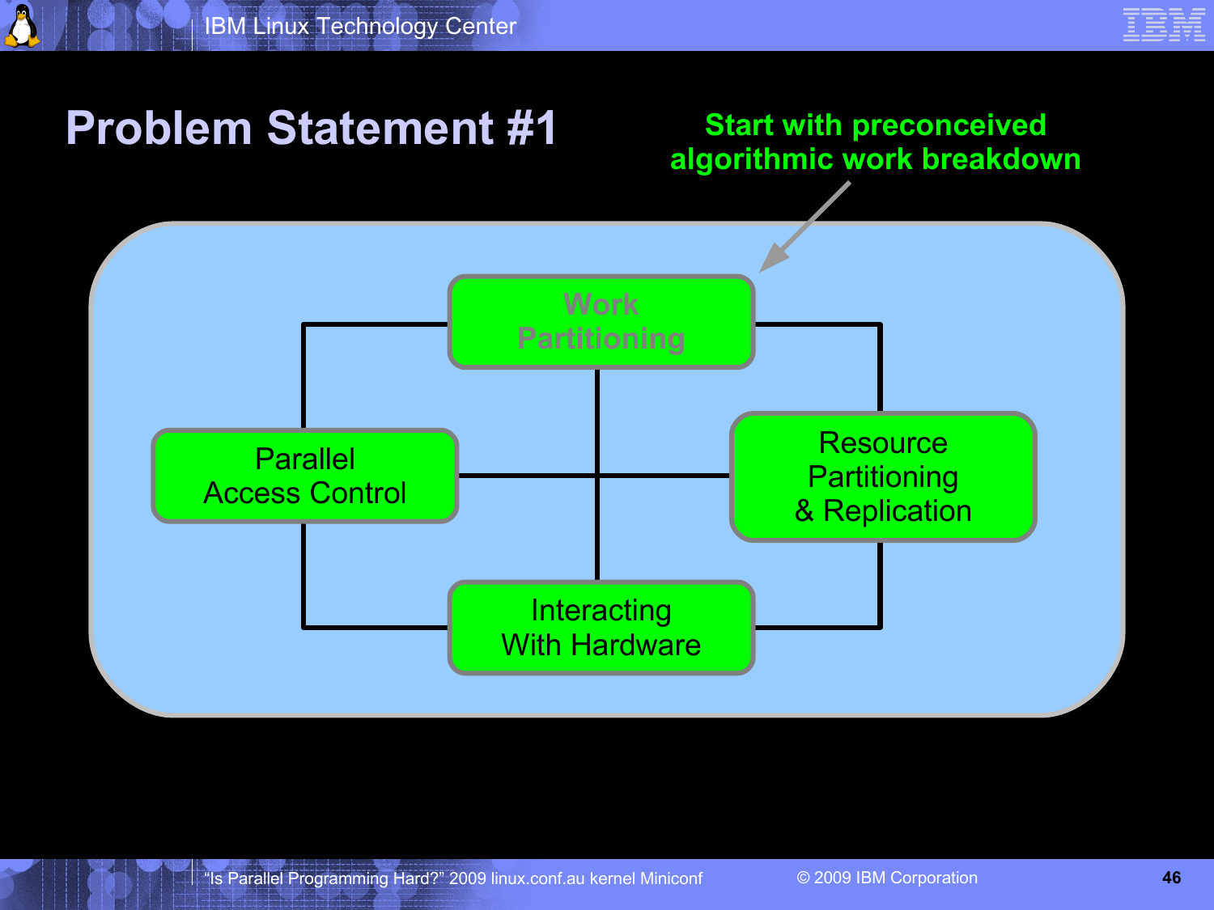# Problem Statement #1

**Start with preconceived algorithmic work breakdown**

Work Partitioning

Parallel Access Control

Resource Partitioning & Replication

Interacting With Hardware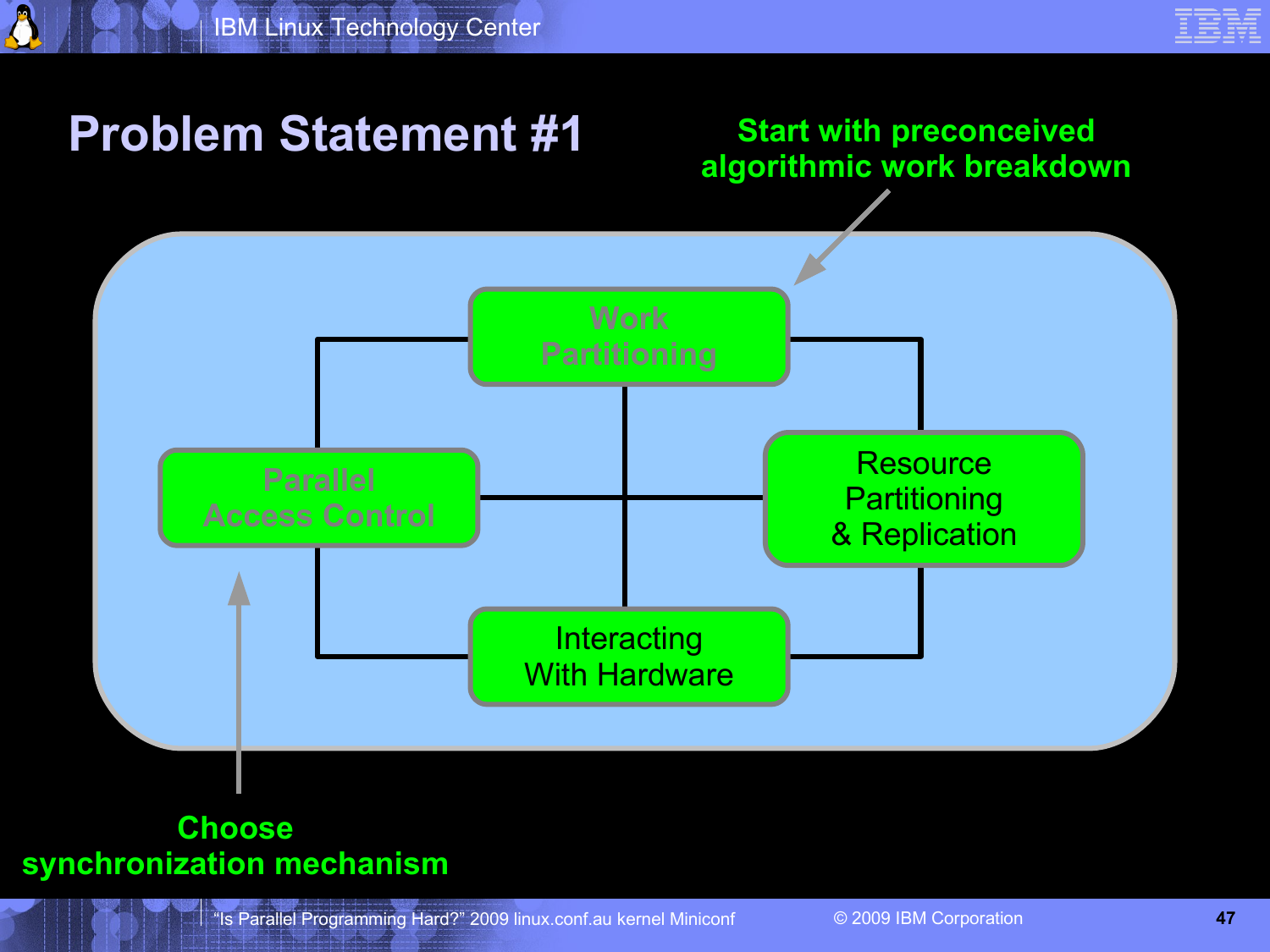# Problem Statement #1

**Start with preconceived algorithmic work breakdown**

Work Partitioning

Parallel Access Control

Resource Partitioning & Replication

Interacting With Hardware

**Choose synchronization mechanism**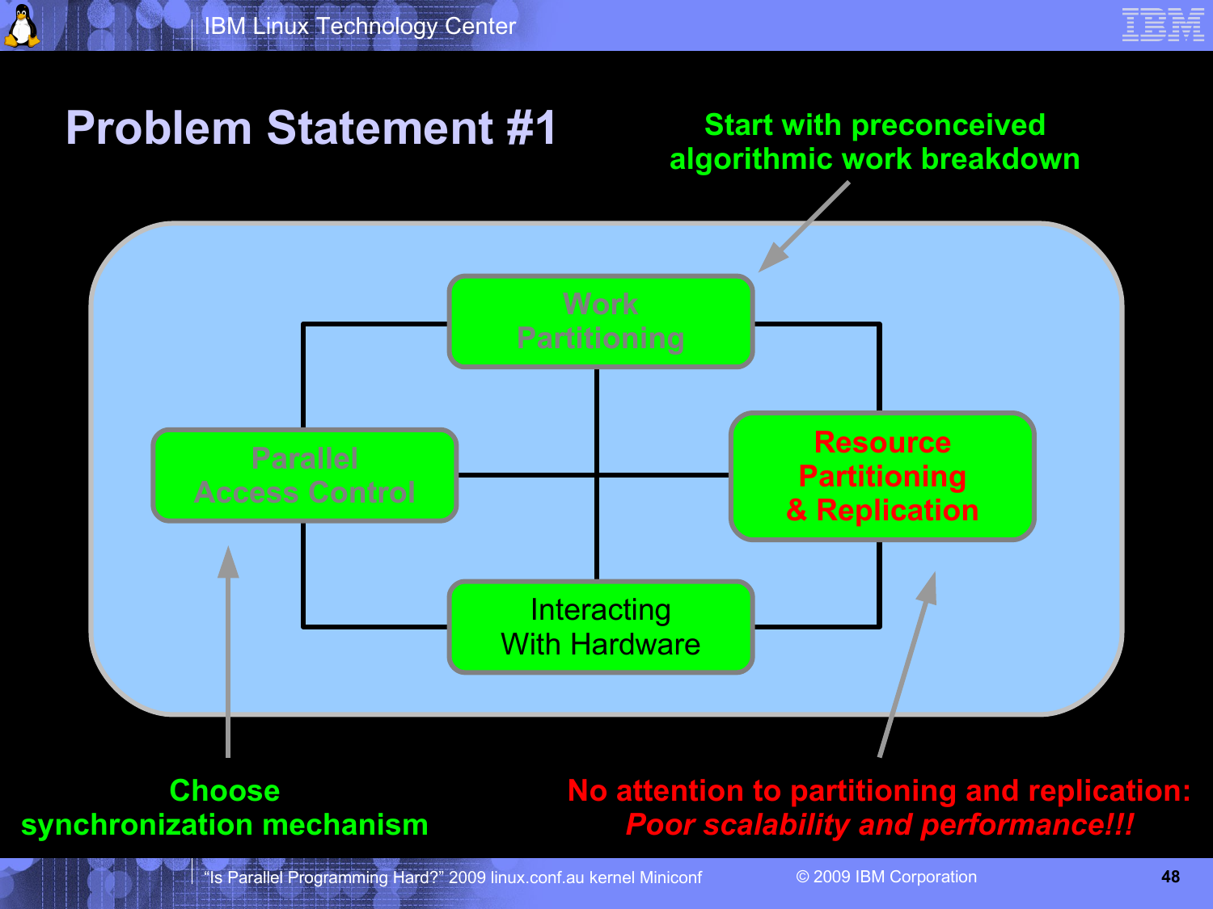# Problem Statement #1

Start with preconceived algorithmic work breakdown

Work Partitioning

Parallel Access Control

Resource Partitioning & Replication

Interacting With Hardware

Choose synchronization mechanism

No attention to partitioning and replication:
*Poor scalability and performance!!!*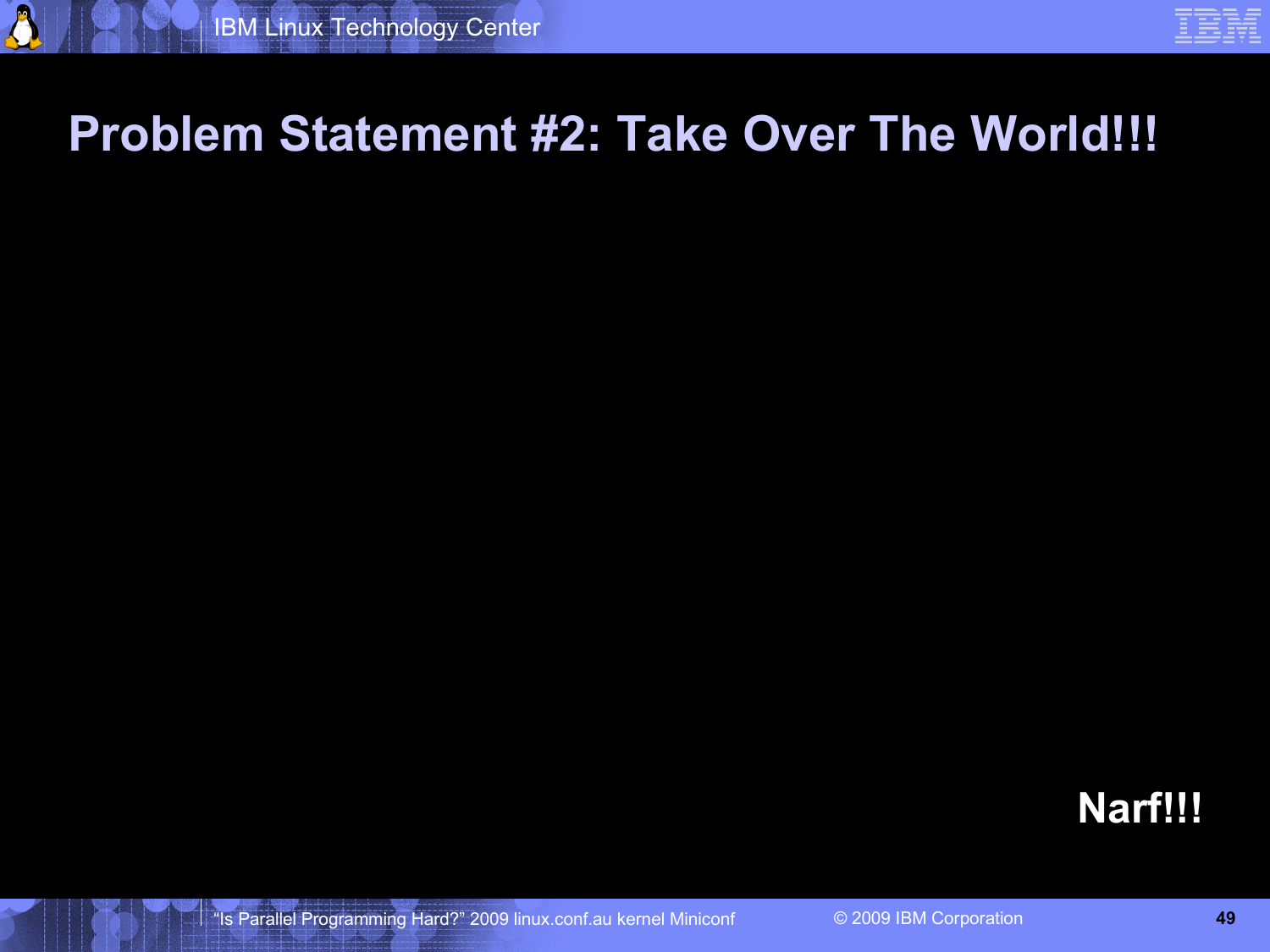# Problem Statement #2: Take Over The World!!!

**Narf!!!**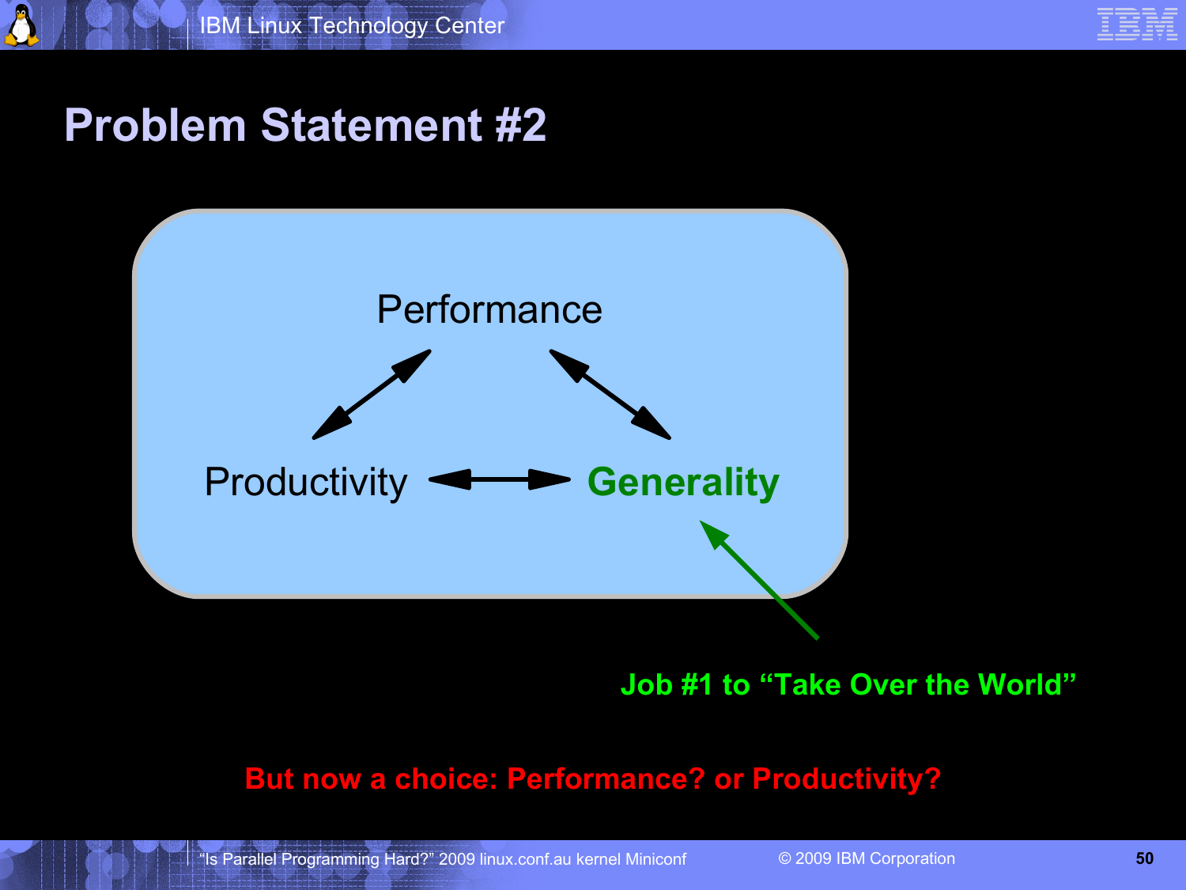# Problem Statement #2

Performance

Productivity ↔ **Generality**

**Job #1 to "Take Over the World"**

**But now a choice: Performance? or Productivity?**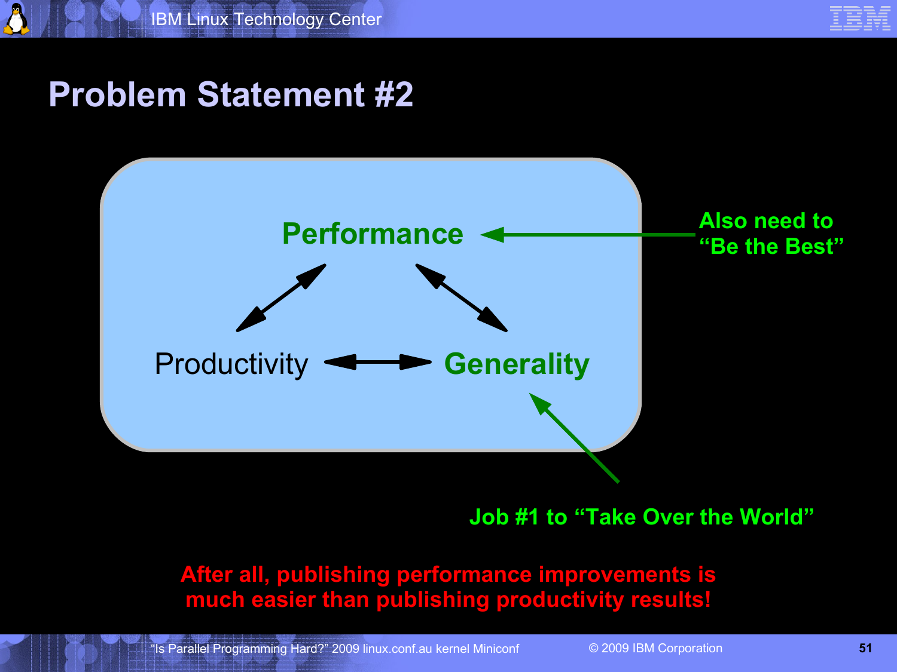# Problem Statement #2

Performance

Productivity

Generality

Also need to "Be the Best"

Job #1 to "Take Over the World"

**After all, publishing performance improvements is much easier than publishing productivity results!**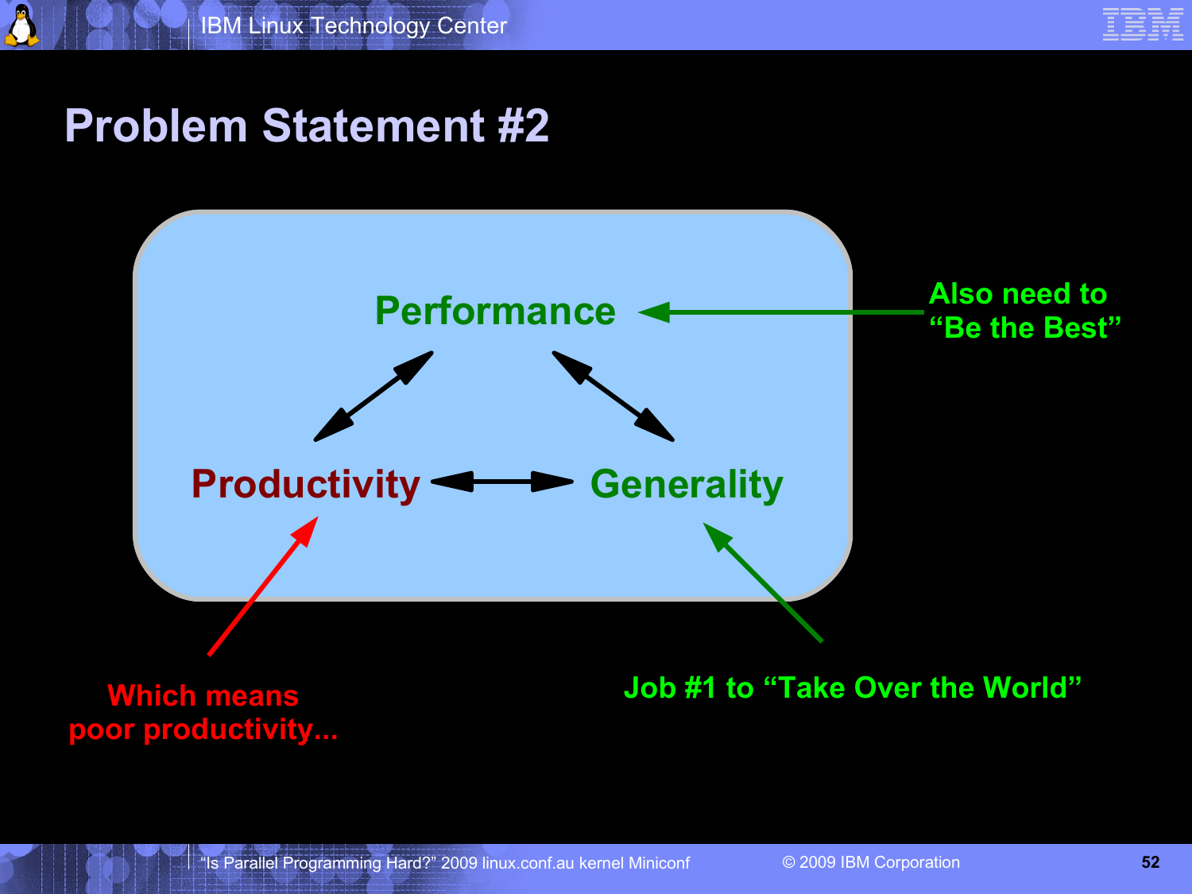# Problem Statement #2

Performance

Productivity

Generality

Also need to "Be the Best"

Which means poor productivity...

Job #1 to "Take Over the World"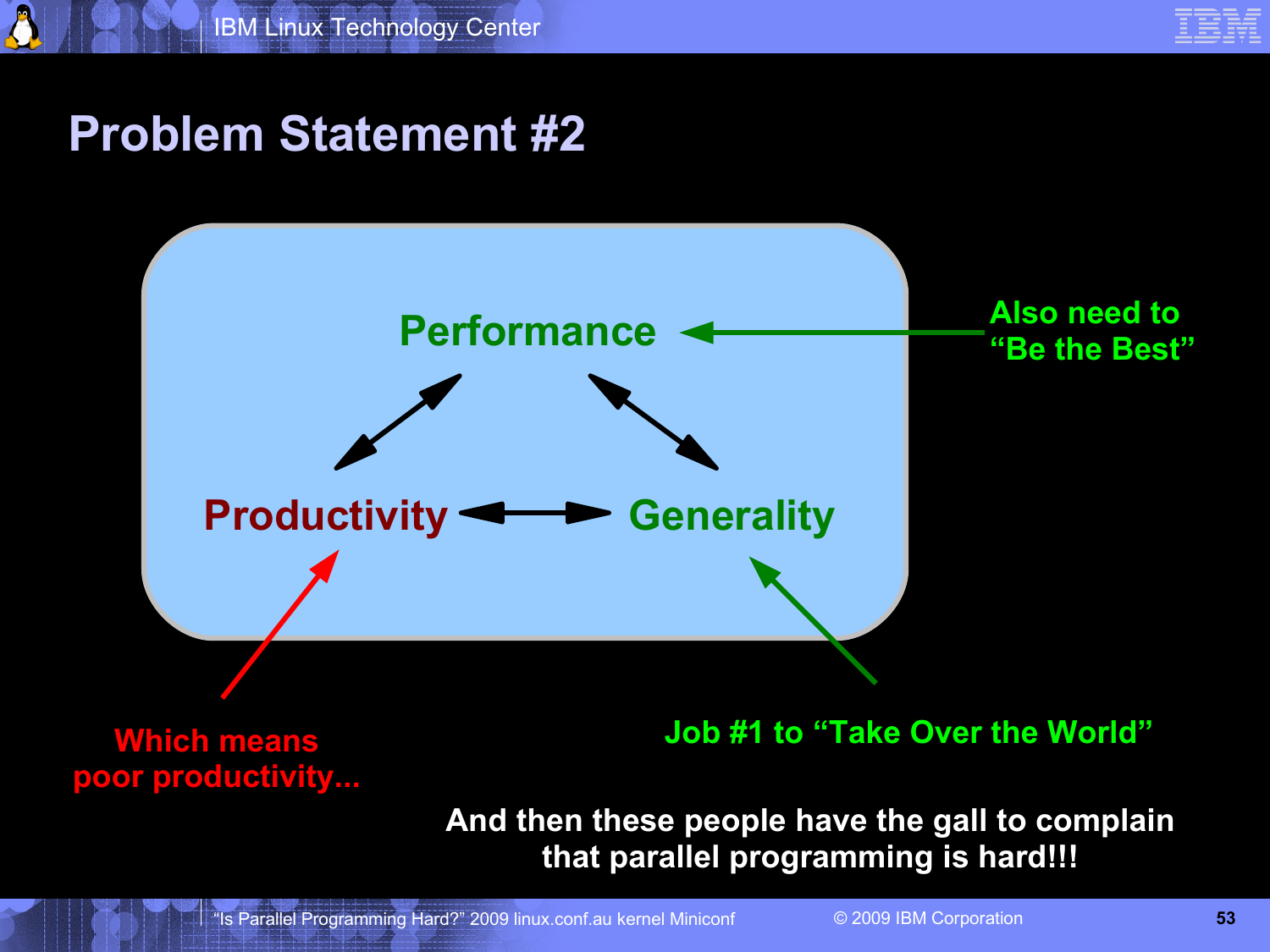# Problem Statement #2

Performance

Productivity ⟷ Generality

Also need to "Be the Best"

Which means poor productivity...

Job #1 to "Take Over the World"

**And then these people have the gall to complain that parallel programming is hard!!!**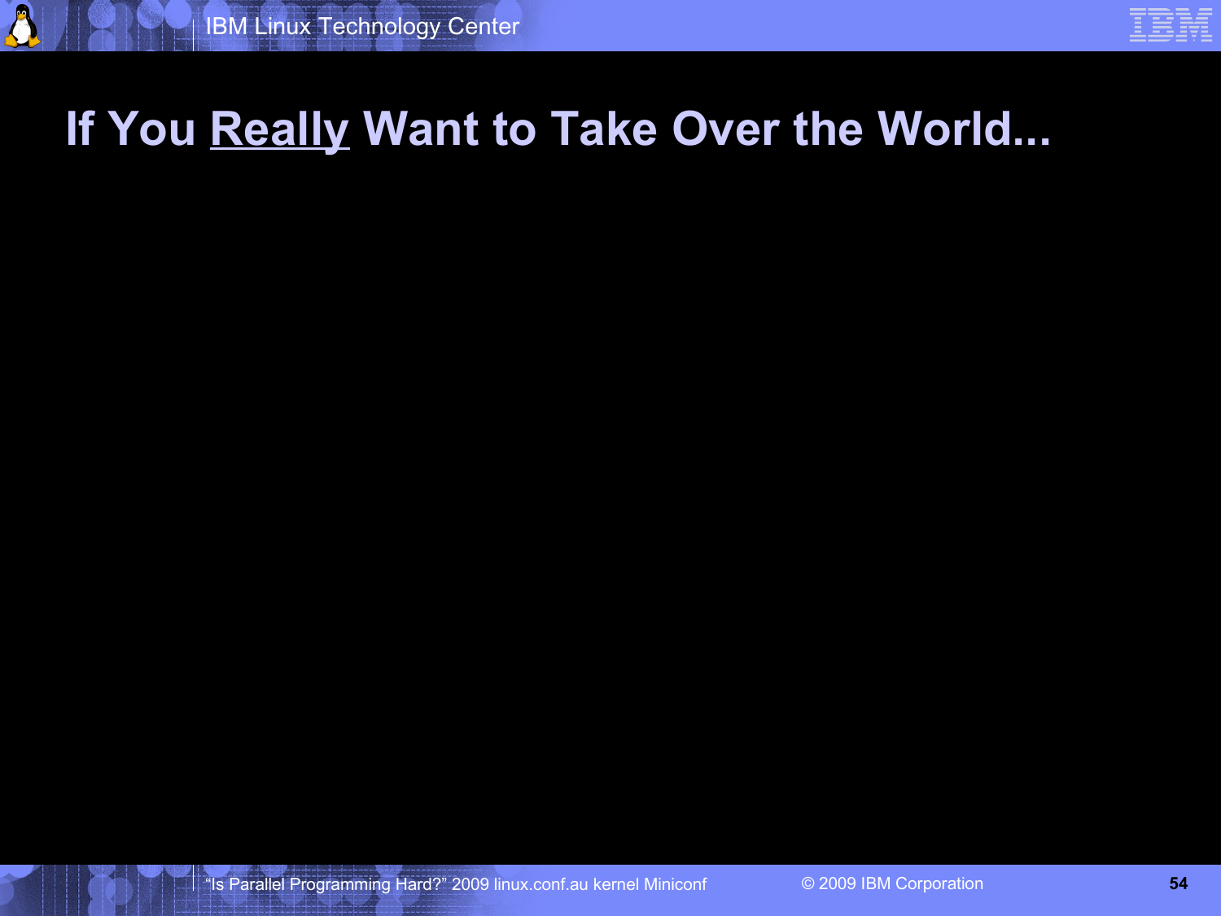# If You Really Want to Take Over the World...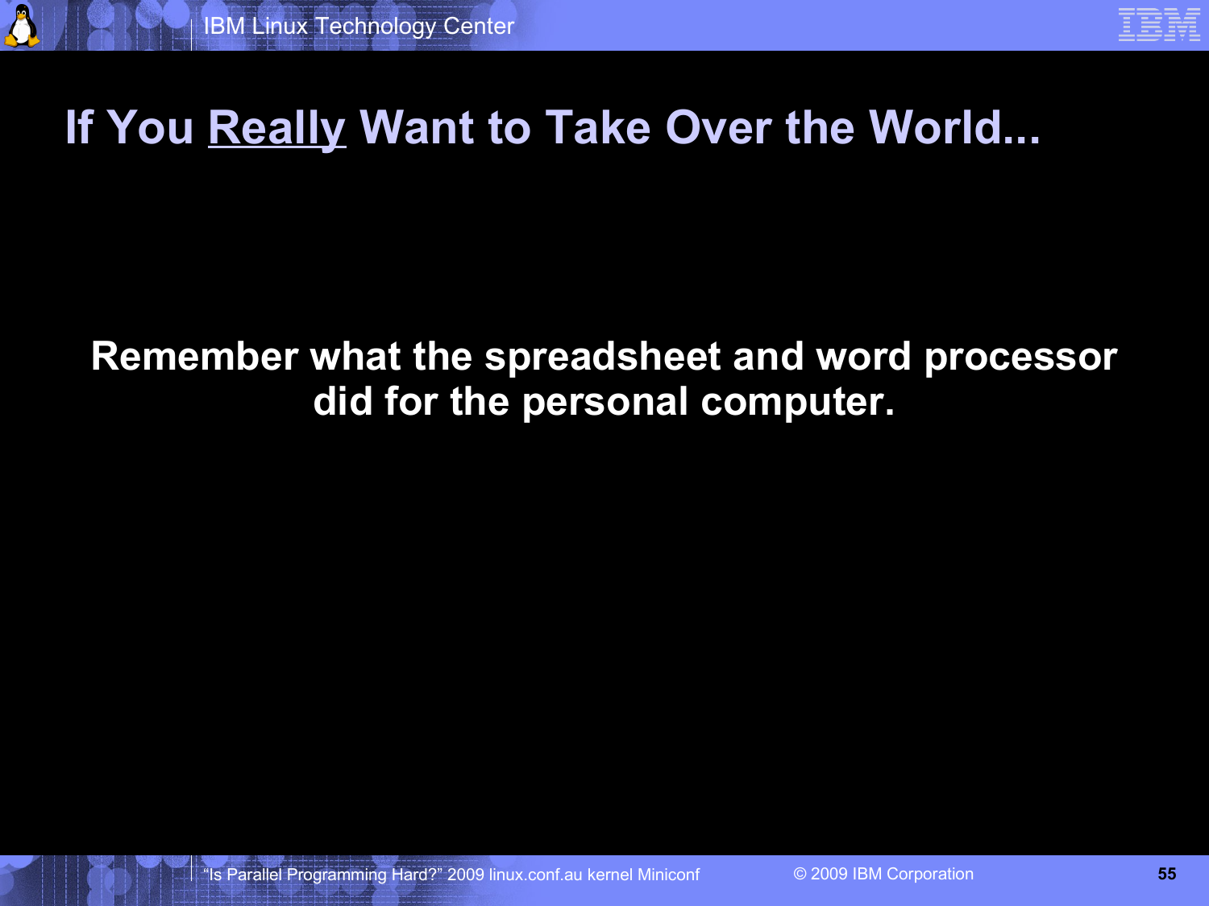# If You Really Want to Take Over the World...

**Remember what the spreadsheet and word processor did for the personal computer.**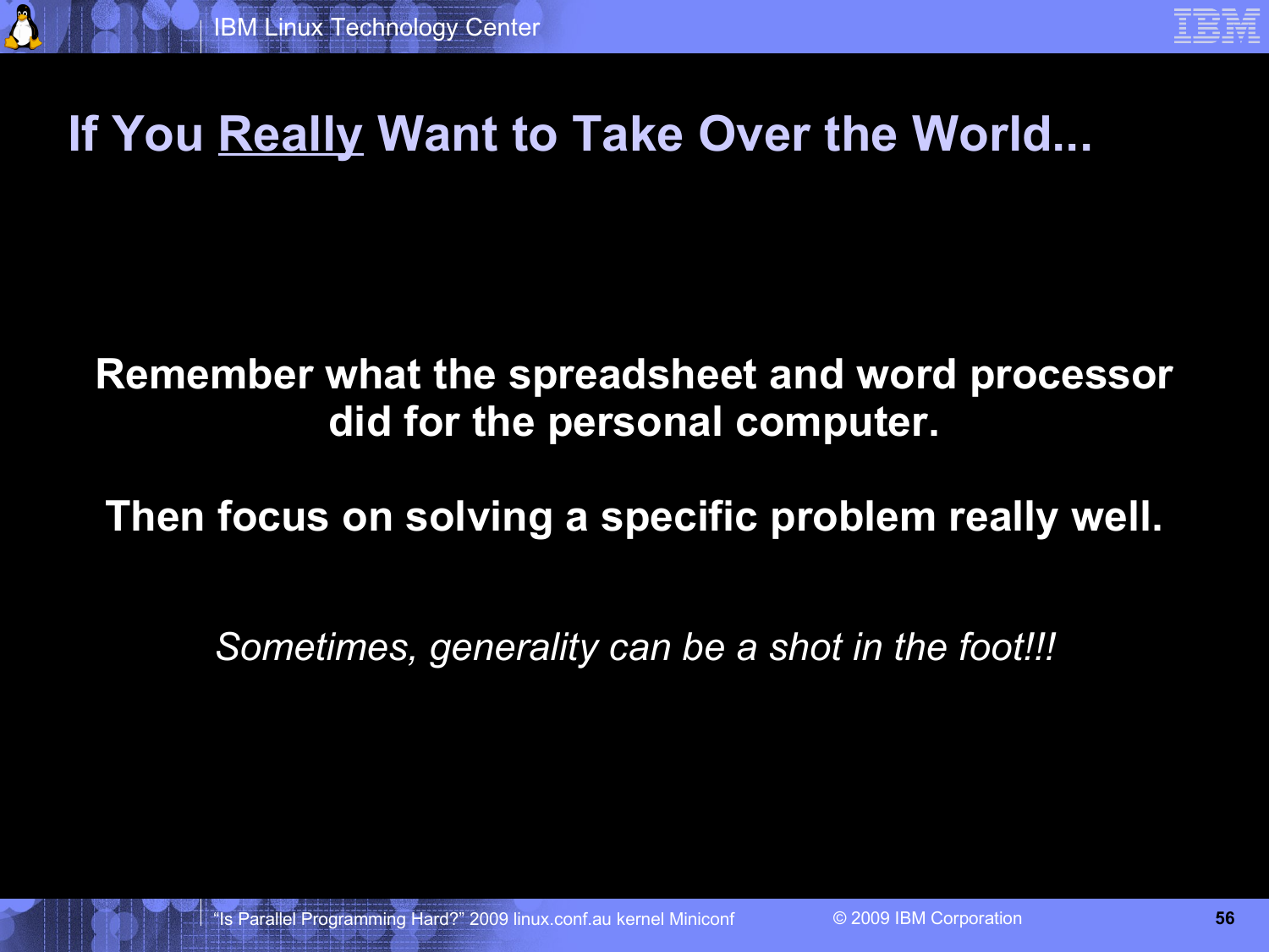# If You Really Want to Take Over the World...

**Remember what the spreadsheet and word processor did for the personal computer.**

**Then focus on solving a specific problem really well.**

*Sometimes, generality can be a shot in the foot!!!*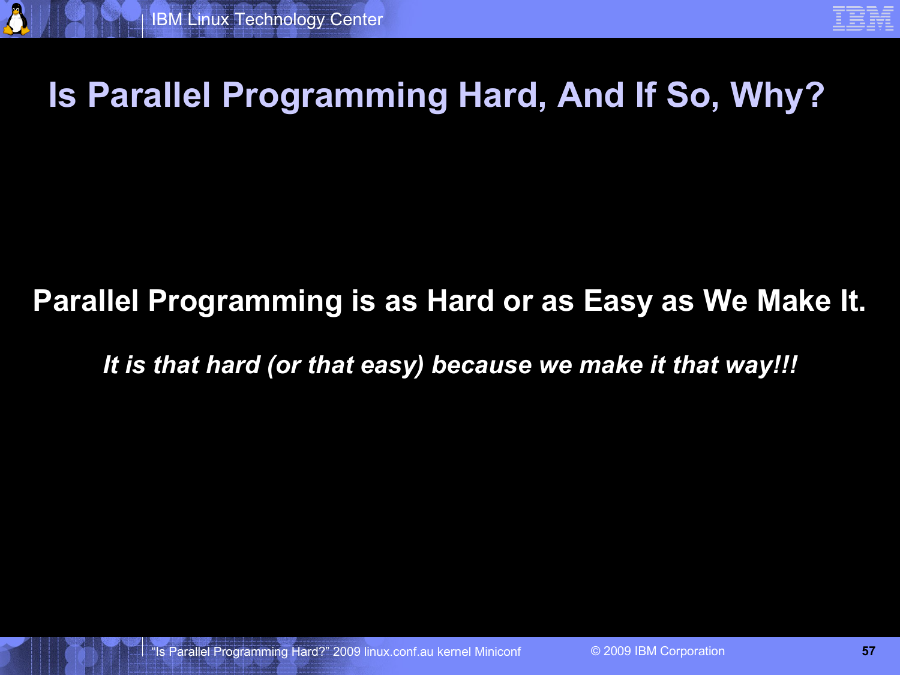# Is Parallel Programming Hard, And If So, Why?

**Parallel Programming is as Hard or as Easy as We Make It.**

***It is that hard (or that easy) because we make it that way!!!***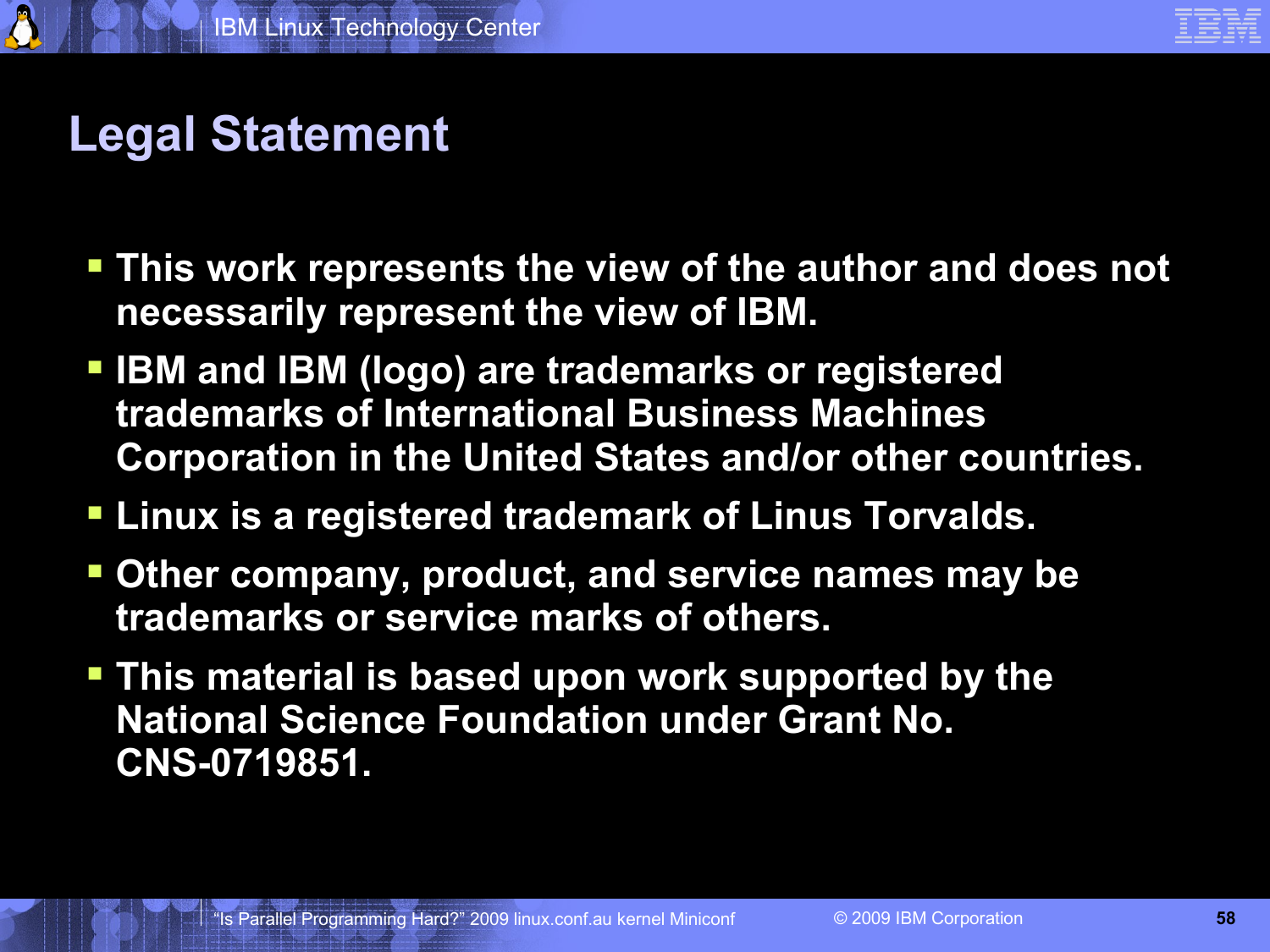# Legal Statement

- This work represents the view of the author and does not necessarily represent the view of IBM.
- IBM and IBM (logo) are trademarks or registered trademarks of International Business Machines Corporation in the United States and/or other countries.
- Linux is a registered trademark of Linus Torvalds.
- Other company, product, and service names may be trademarks or service marks of others.
- This material is based upon work supported by the National Science Foundation under Grant No. CNS-0719851.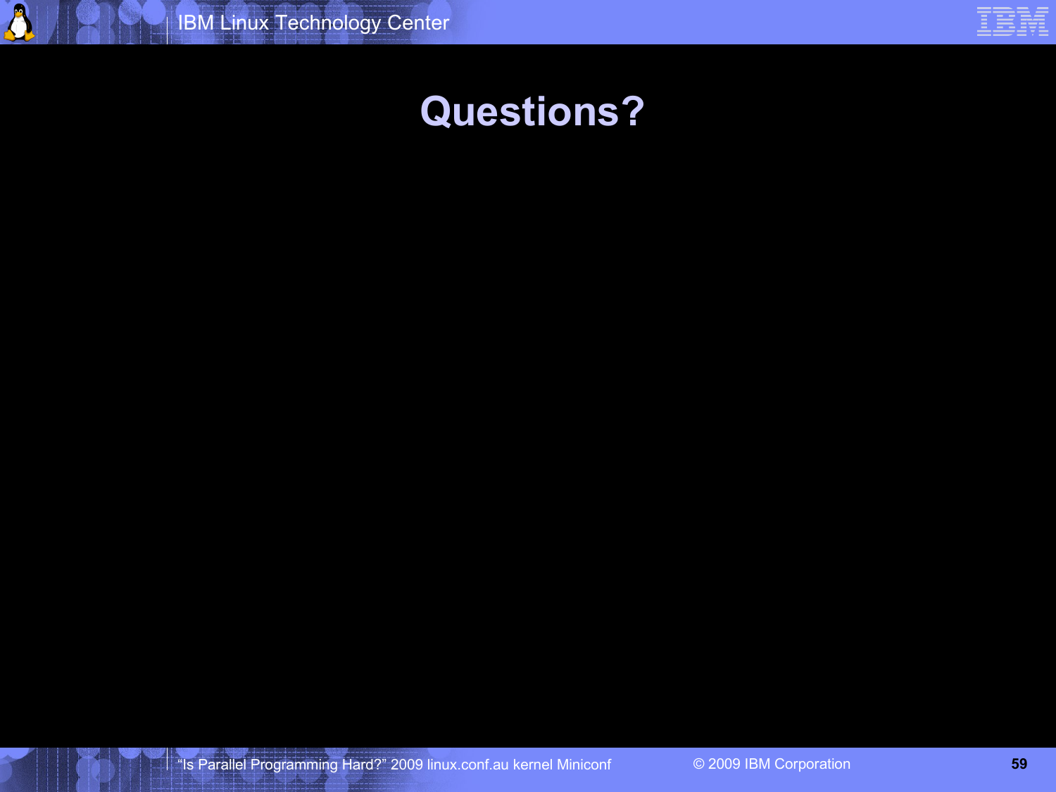# Questions?